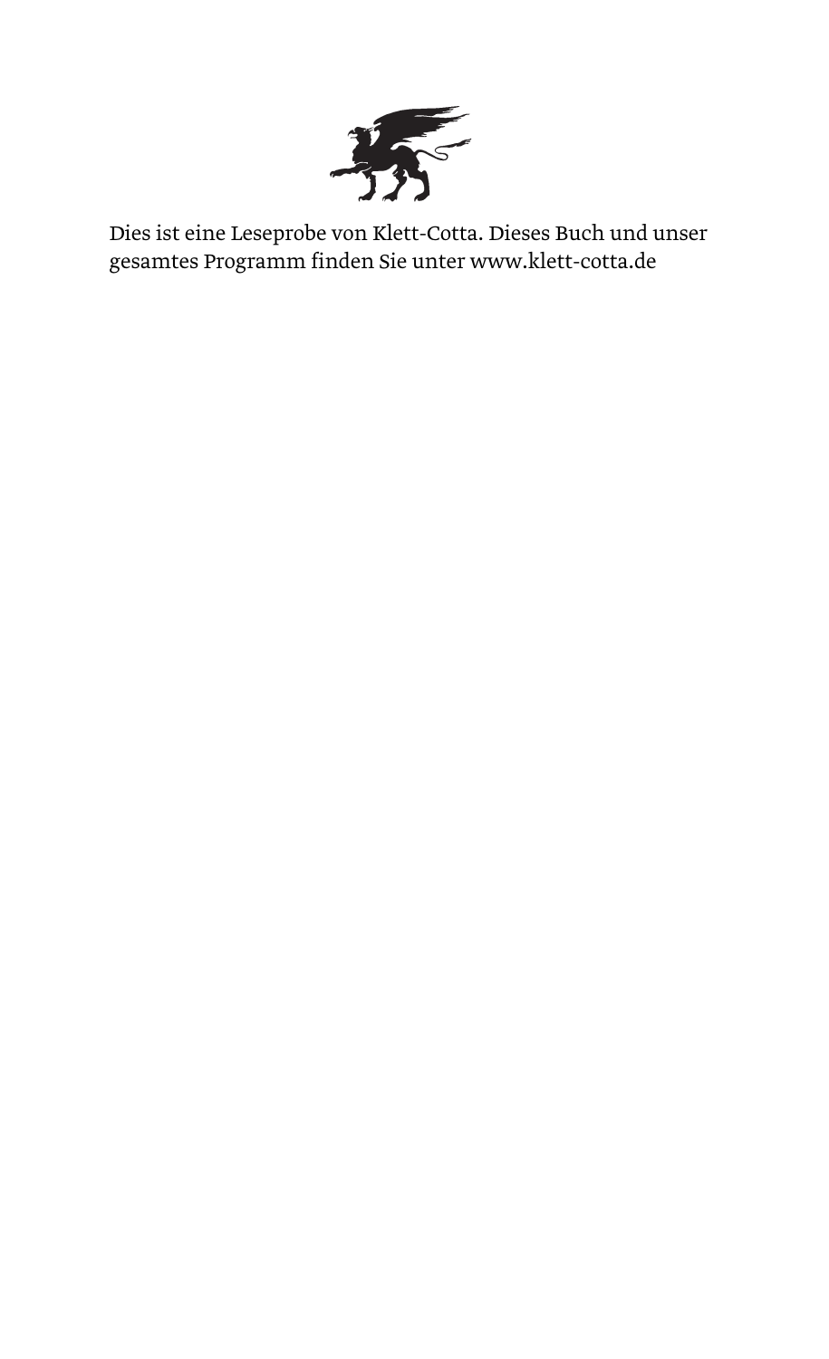Dies ist eine Leseprobe von Klett-Cotta. Dieses Buch und unser gesamtes Programm finden Sie unter www.klett-cotta.de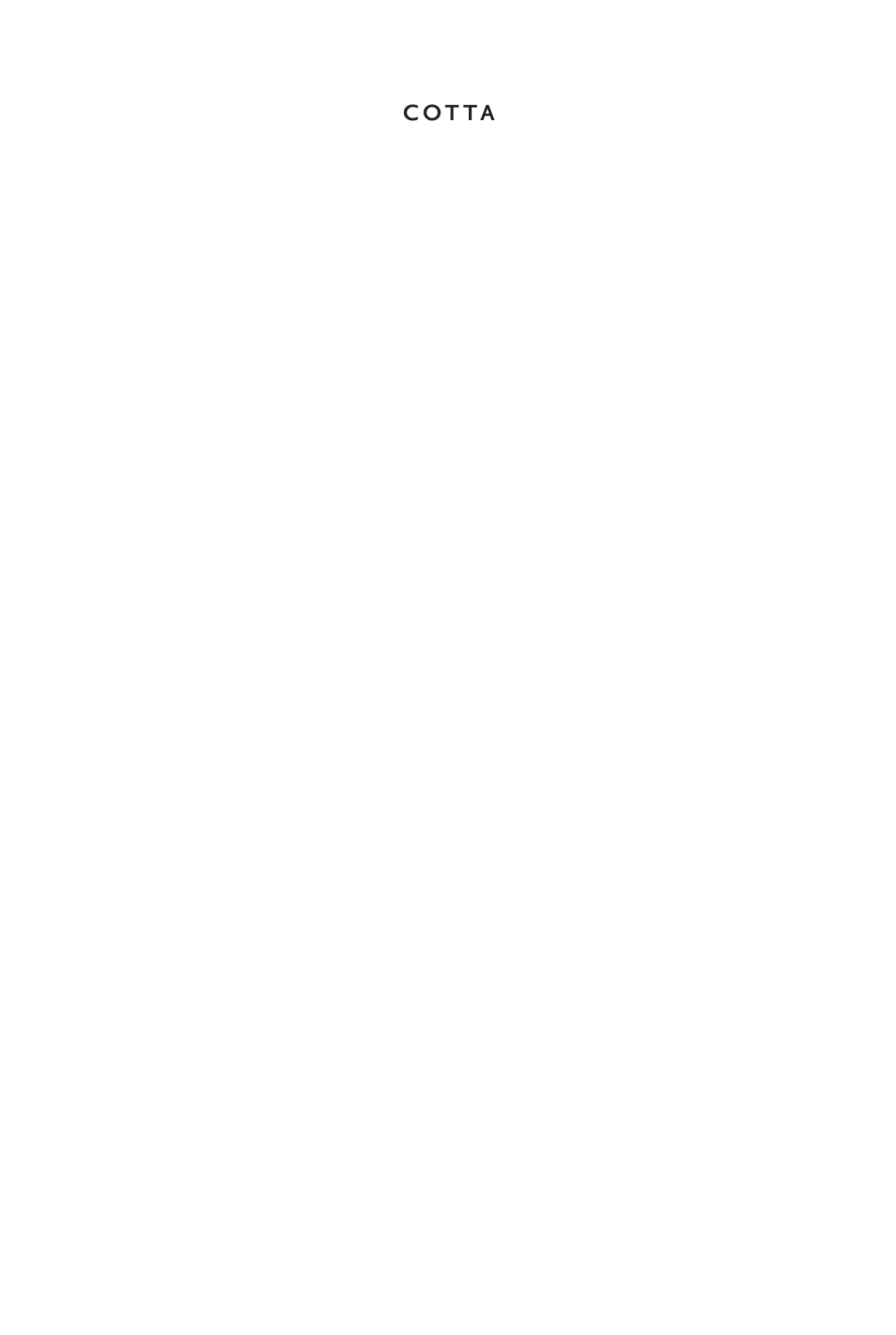COTTA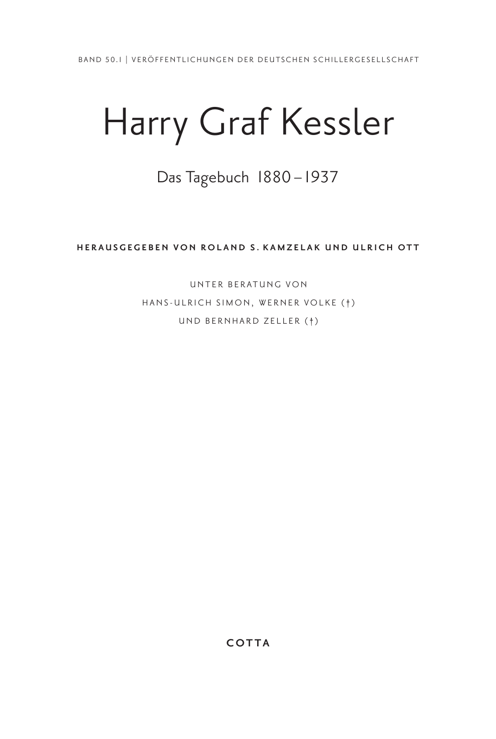BAND 50.1 | VERÖFFENTLICHUNGEN DER DEUTSCHEN SCHILLERGESELLSCHAFT

# Harry Graf Kessler

## Das Tagebuch 1880 – 1937

**HERAUSGEGEBEN VON ROLAND S. KAMZELAK UND ULRICH OTT**

UNTER BERATUNG VON
HANS-ULRICH SIMON, WERNER VOLKE (†)
UND BERNHARD ZELLER (†)

**COTTA**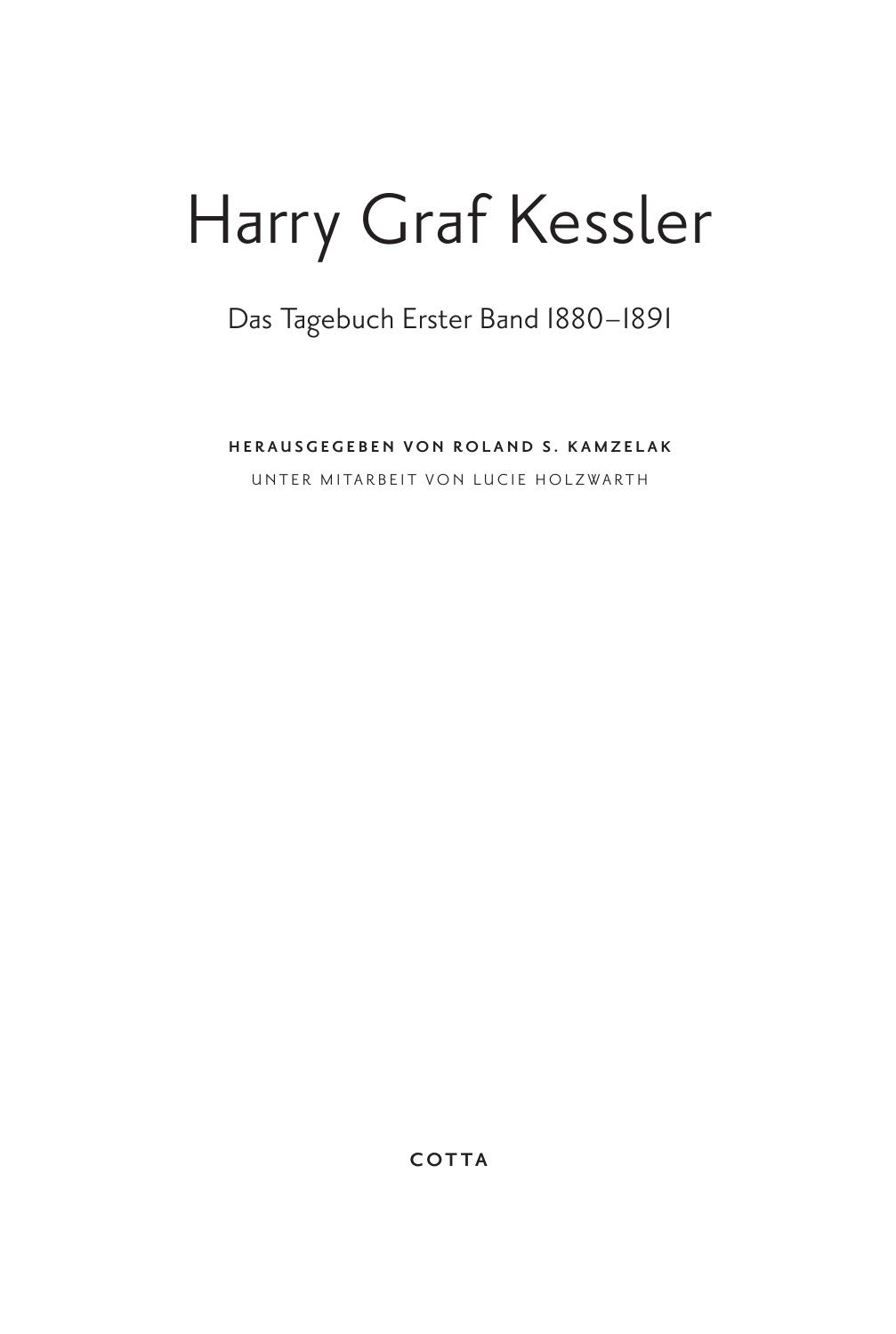# Harry Graf Kessler

## Das Tagebuch Erster Band 1880–1891

**HERAUSGEGEBEN VON ROLAND S. KAMZELAK**

UNTER MITARBEIT VON LUCIE HOLZWARTH

**COTTA**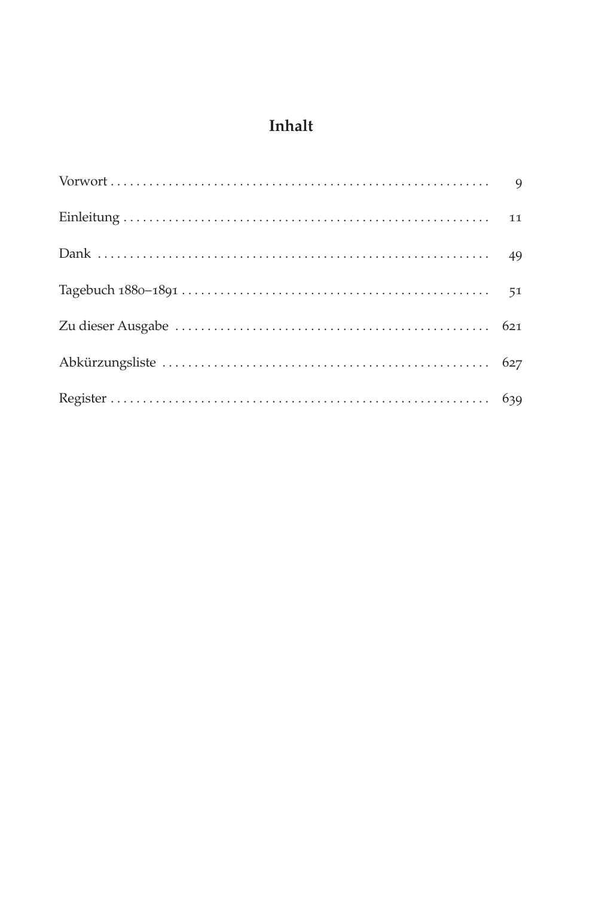# Inhalt

| | |
|---|---|
| Vorwort | 9 |
| Einleitung | 11 |
| Dank | 49 |
| Tagebuch 1880–1891 | 51 |
| Zu dieser Ausgabe | 621 |
| Abkürzungsliste | 627 |
| Register | 639 |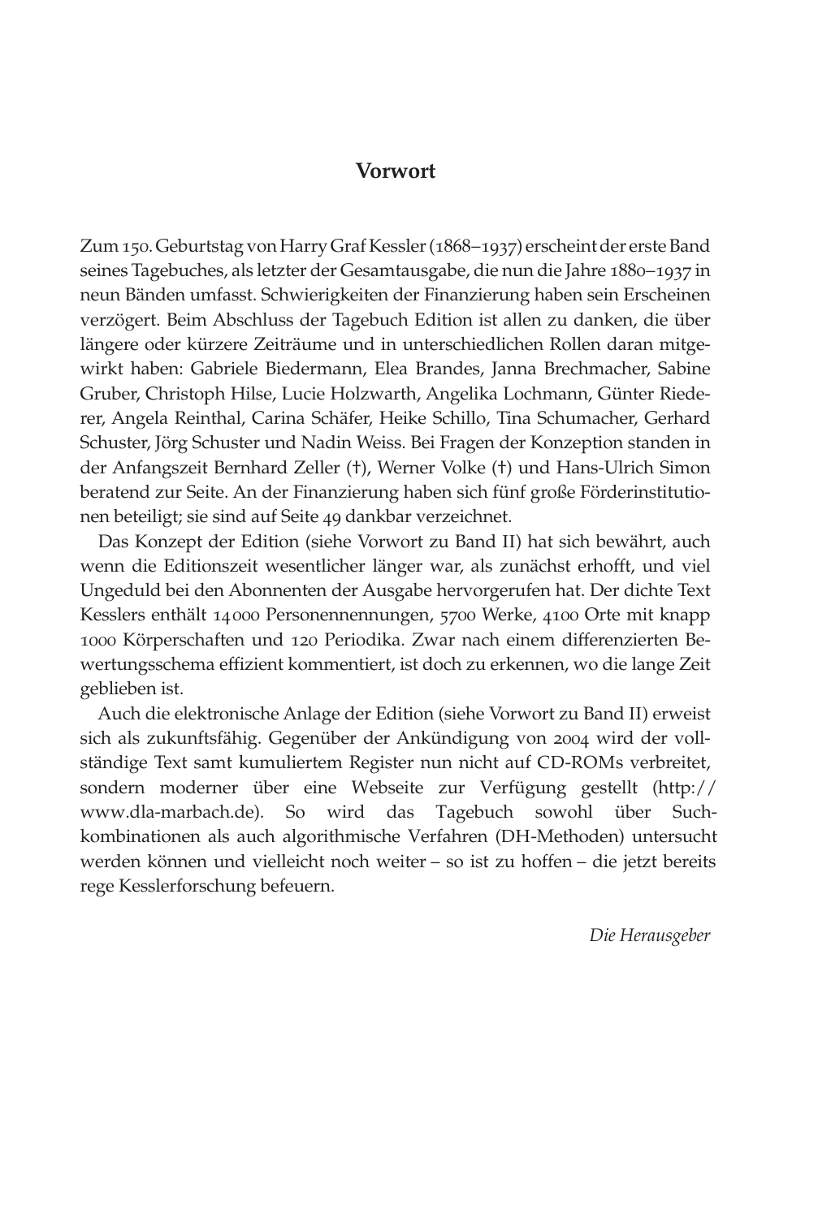# Vorwort

Zum 150. Geburtstag von Harry Graf Kessler (1868–1937) erscheint der erste Band seines Tagebuches, als letzter der Gesamtausgabe, die nun die Jahre 1880–1937 in neun Bänden umfasst. Schwierigkeiten der Finanzierung haben sein Erscheinen verzögert. Beim Abschluss der Tagebuch Edition ist allen zu danken, die über längere oder kürzere Zeiträume und in unterschiedlichen Rollen daran mitgewirkt haben: Gabriele Biedermann, Elea Brandes, Janna Brechmacher, Sabine Gruber, Christoph Hilse, Lucie Holzwarth, Angelika Lochmann, Günter Riederer, Angela Reinthal, Carina Schäfer, Heike Schillo, Tina Schumacher, Gerhard Schuster, Jörg Schuster und Nadin Weiss. Bei Fragen der Konzeption standen in der Anfangszeit Bernhard Zeller (†), Werner Volke (†) und Hans-Ulrich Simon beratend zur Seite. An der Finanzierung haben sich fünf große Förderinstitutionen beteiligt; sie sind auf Seite 49 dankbar verzeichnet.

Das Konzept der Edition (siehe Vorwort zu Band II) hat sich bewährt, auch wenn die Editionszeit wesentlicher länger war, als zunächst erhofft, und viel Ungeduld bei den Abonnenten der Ausgabe hervorgerufen hat. Der dichte Text Kesslers enthält 14 000 Personennennungen, 5700 Werke, 4100 Orte mit knapp 1000 Körperschaften und 120 Periodika. Zwar nach einem differenzierten Bewertungsschema effizient kommentiert, ist doch zu erkennen, wo die lange Zeit geblieben ist.

Auch die elektronische Anlage der Edition (siehe Vorwort zu Band II) erweist sich als zukunftsfähig. Gegenüber der Ankündigung von 2004 wird der vollständige Text samt kumuliertem Register nun nicht auf CD-ROMs verbreitet, sondern moderner über eine Webseite zur Verfügung gestellt (http://www.dla-marbach.de). So wird das Tagebuch sowohl über Suchkombinationen als auch algorithmische Verfahren (DH-Methoden) untersucht werden können und vielleicht noch weiter – so ist zu hoffen – die jetzt bereits rege Kesslerforschung befeuern.

*Die Herausgeber*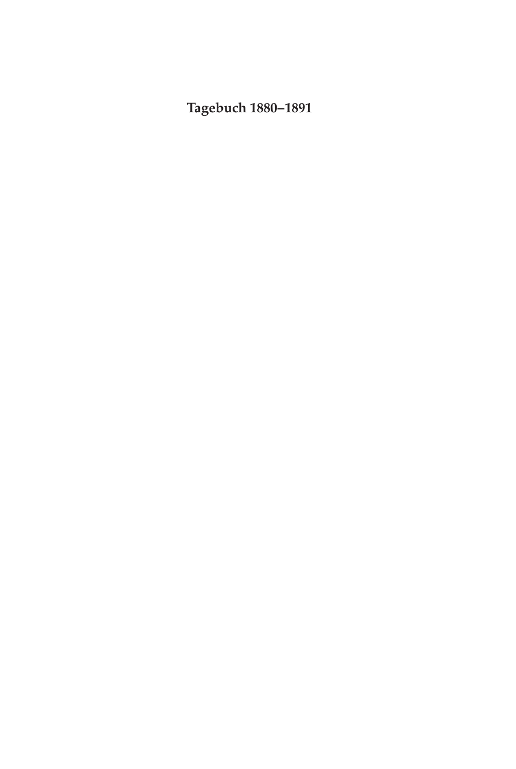**Tagebuch 1880–1891**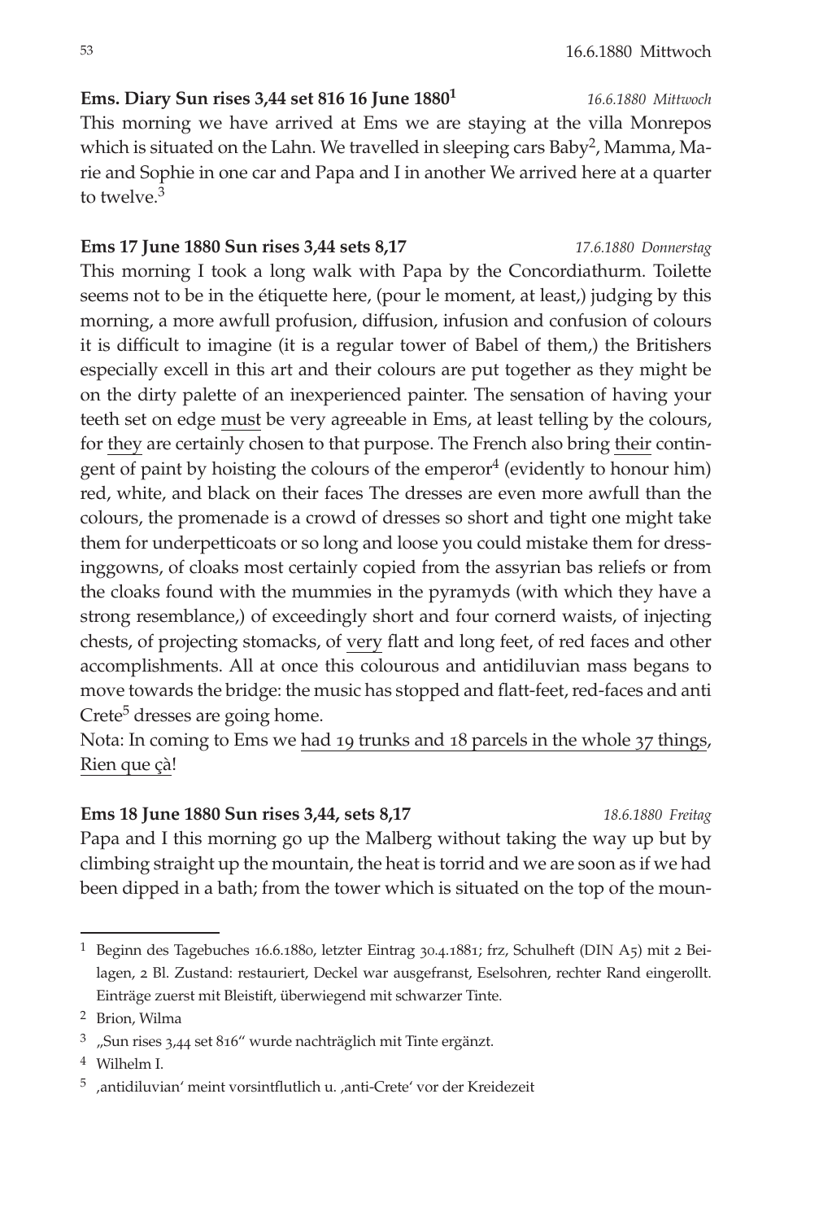**Ems. Diary Sun rises 3,44 set 816 16 June 1880**[1] *16.6.1880 Mittwoch*

This morning we have arrived at Ems we are staying at the villa Monrepos which is situated on the Lahn. We travelled in sleeping cars Baby[2], Mamma, Marie and Sophie in one car and Papa and I in another We arrived here at a quarter to twelve.[3]

**Ems 17 June 1880 Sun rises 3,44 sets 8,17** *17.6.1880 Donnerstag*

This morning I took a long walk with Papa by the Concordiathurm. Toilette seems not to be in the étiquette here, (pour le moment, at least,) judging by this morning, a more awfull profusion, diffusion, infusion and confusion of colours it is difficult to imagine (it is a regular tower of Babel of them,) the Britishers especially excell in this art and their colours are put together as they might be on the dirty palette of an inexperienced painter. The sensation of having your teeth set on edge <u>must</u> be very agreeable in Ems, at least telling by the colours, for <u>they</u> are certainly chosen to that purpose. The French also bring <u>their</u> contingent of paint by hoisting the colours of the emperor[4] (evidently to honour him) red, white, and black on their faces The dresses are even more awfull than the colours, the promenade is a crowd of dresses so short and tight one might take them for underpetticoats or so long and loose you could mistake them for dressinggowns, of cloaks most certainly copied from the assyrian bas reliefs or from the cloaks found with the mummies in the pyramyds (with which they have a strong resemblance,) of exceedingly short and four cornerd waists, of injecting chests, of projecting stomacks, of <u>very</u> flatt and long feet, of red faces and other accomplishments. All at once this colourous and antidiluvian mass begans to move towards the bridge: the music has stopped and flatt-feet, red-faces and anti Crete[5] dresses are going home.

Nota: In coming to Ems we <u>had 19 trunks and 18 parcels in the whole 37 things</u>, <u>Rien que çà</u>!

**Ems 18 June 1880 Sun rises 3,44, sets 8,17** *18.6.1880 Freitag*

Papa and I this morning go up the Malberg without taking the way up but by climbing straight up the mountain, the heat is torrid and we are soon as if we had been dipped in a bath; from the tower which is situated on the top of the moun-

---

[1] Beginn des Tagebuches 16.6.1880, letzter Eintrag 30.4.1881; frz, Schulheft (DIN A5) mit 2 Beilagen, 2 Bl. Zustand: restauriert, Deckel war ausgefranst, Eselsohren, rechter Rand eingerollt. Einträge zuerst mit Bleistift, überwiegend mit schwarzer Tinte.

[2] Brion, Wilma

[3] „Sun rises 3,44 set 816" wurde nachträglich mit Tinte ergänzt.

[4] Wilhelm I.

[5] ‚antidiluvian' meint vorsintflutlich u. ‚anti-Crete' vor der Kreidezeit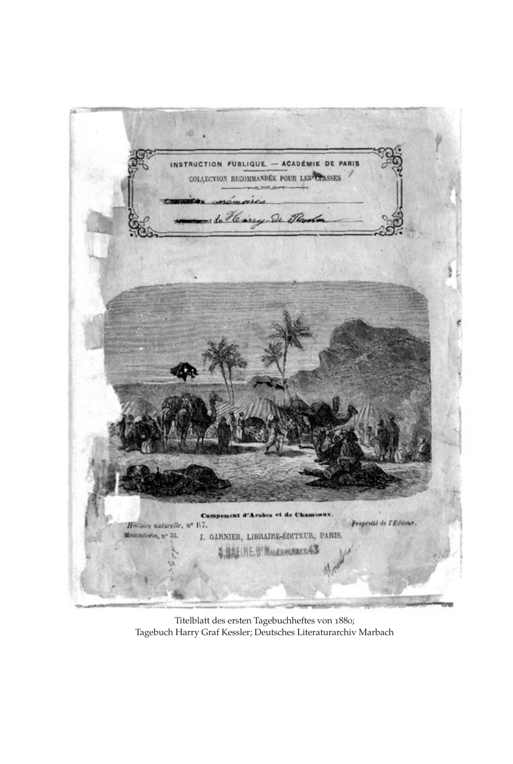Titelblatt des ersten Tagebuchheftes von 1880;
Tagebuch Harry Graf Kessler; Deutsches Literaturarchiv Marbach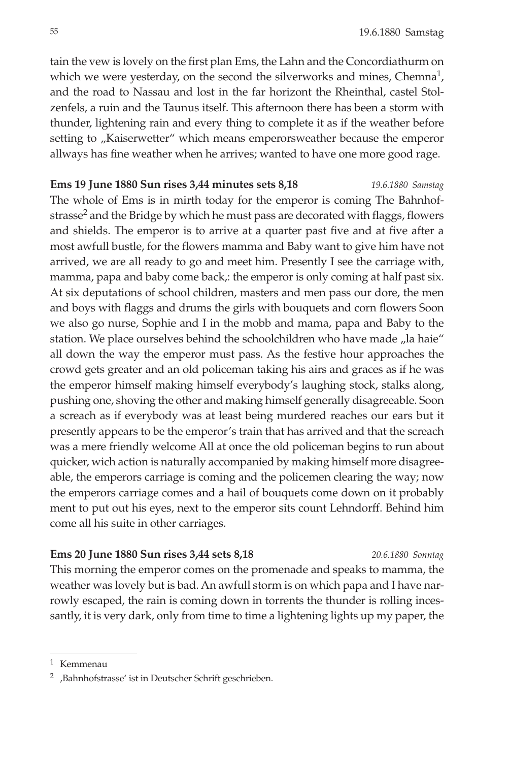tain the vew is lovely on the first plan Ems, the Lahn and the Concordiathurm on which we were yesterday, on the second the silverworks and mines, Chemna[1], and the road to Nassau and lost in the far horizont the Rheinthal, castel Stolzenfels, a ruin and the Taunus itself. This afternoon there has been a storm with thunder, lightening rain and every thing to complete it as if the weather before setting to „Kaiserwetter" which means emperorsweather because the emperor allways has fine weather when he arrives; wanted to have one more good rage.

**Ems 19 June 1880 Sun rises 3,44 minutes sets 8,18** *19.6.1880 Samstag*

The whole of Ems is in mirth today for the emperor is coming The Bahnhofstrasse[2] and the Bridge by which he must pass are decorated with flaggs, flowers and shields. The emperor is to arrive at a quarter past five and at five after a most awfull bustle, for the flowers mamma and Baby want to give him have not arrived, we are all ready to go and meet him. Presently I see the carriage with, mamma, papa and baby come back,: the emperor is only coming at half past six. At six deputations of school children, masters and men pass our dore, the men and boys with flaggs and drums the girls with bouquets and corn flowers Soon we also go nurse, Sophie and I in the mobb and mama, papa and Baby to the station. We place ourselves behind the schoolchildren who have made „la haie" all down the way the emperor must pass. As the festive hour approaches the crowd gets greater and an old policeman taking his airs and graces as if he was the emperor himself making himself everybody's laughing stock, stalks along, pushing one, shoving the other and making himself generally disagreeable. Soon a screach as if everybody was at least being murdered reaches our ears but it presently appears to be the emperor's train that has arrived and that the screach was a mere friendly welcome All at once the old policeman begins to run about quicker, wich action is naturally accompanied by making himself more disagreeable, the emperors carriage is coming and the policemen clearing the way; now the emperors carriage comes and a hail of bouquets come down on it probably ment to put out his eyes, next to the emperor sits count Lehndorff. Behind him come all his suite in other carriages.

**Ems 20 June 1880 Sun rises 3,44 sets 8,18** *20.6.1880 Sonntag*

This morning the emperor comes on the promenade and speaks to mamma, the weather was lovely but is bad. An awfull storm is on which papa and I have narrowly escaped, the rain is coming down in torrents the thunder is rolling incessantly, it is very dark, only from time to time a lightening lights up my paper, the

---

[1] Kemmenau

[2] ‚Bahnhofstrasse' ist in Deutscher Schrift geschrieben.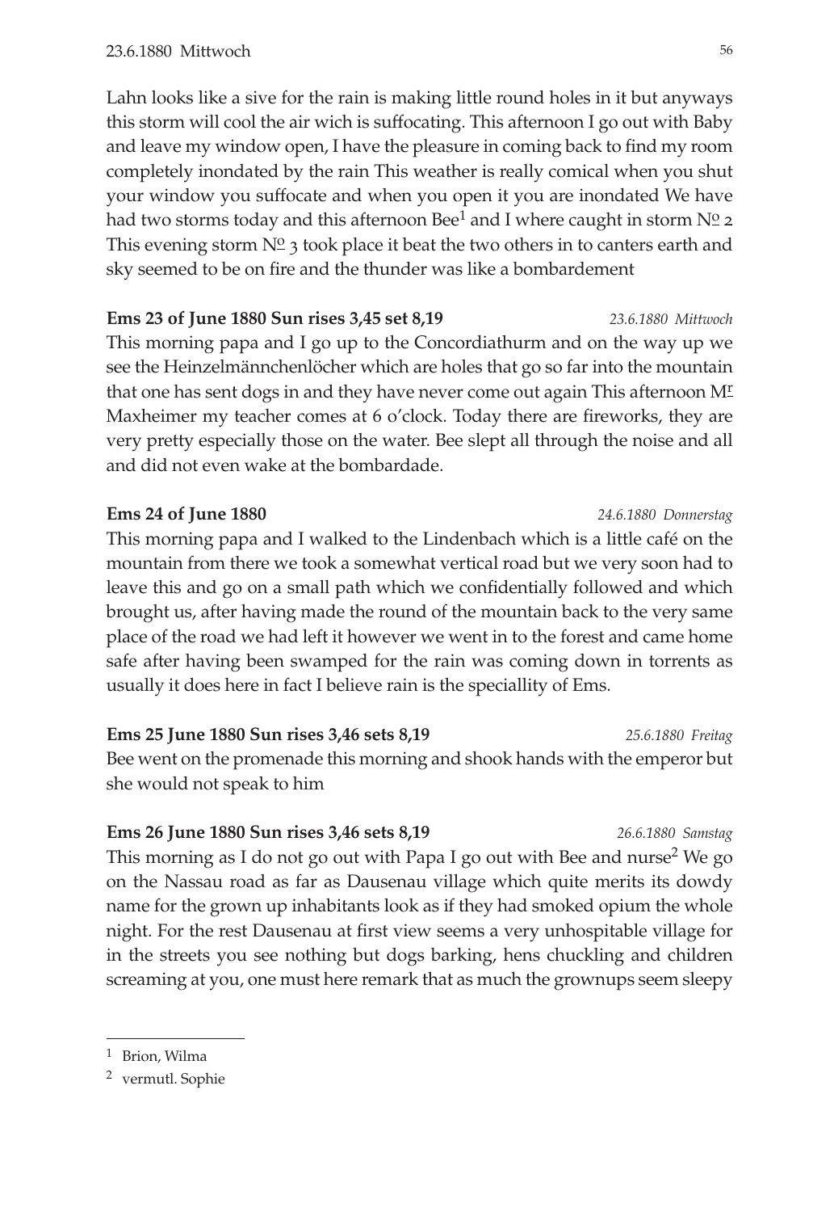Lahn looks like a sive for the rain is making little round holes in it but anyways this storm will cool the air wich is suffocating. This afternoon I go out with Baby and leave my window open, I have the pleasure in coming back to find my room completely inondated by the rain This weather is really comical when you shut your window you suffocate and when you open it you are inondated We have had two storms today and this afternoon Bee[1] and I where caught in storm N° 2 This evening storm N° 3 took place it beat the two others in to canters earth and sky seemed to be on fire and the thunder was like a bombardement

**Ems 23 of June 1880 Sun rises 3,45 set 8,19** *23.6.1880 Mittwoch*

This morning papa and I go up to the Concordiathurm and on the way up we see the Heinzelmännchenlöcher which are holes that go so far into the mountain that one has sent dogs in and they have never come out again This afternoon M^r^ Maxheimer my teacher comes at 6 o'clock. Today there are fireworks, they are very pretty especially those on the water. Bee slept all through the noise and all and did not even wake at the bombardade.

**Ems 24 of June 1880** *24.6.1880 Donnerstag*

This morning papa and I walked to the Lindenbach which is a little café on the mountain from there we took a somewhat vertical road but we very soon had to leave this and go on a small path which we confidentially followed and which brought us, after having made the round of the mountain back to the very same place of the road we had left it however we went in to the forest and came home safe after having been swamped for the rain was coming down in torrents as usually it does here in fact I believe rain is the speciallity of Ems.

**Ems 25 June 1880 Sun rises 3,46 sets 8,19** *25.6.1880 Freitag*

Bee went on the promenade this morning and shook hands with the emperor but she would not speak to him

**Ems 26 June 1880 Sun rises 3,46 sets 8,19** *26.6.1880 Samstag*

This morning as I do not go out with Papa I go out with Bee and nurse[2] We go on the Nassau road as far as Dausenau village which quite merits its dowdy name for the grown up inhabitants look as if they had smoked opium the whole night. For the rest Dausenau at first view seems a very unhospitable village for in the streets you see nothing but dogs barking, hens chuckling and children screaming at you, one must here remark that as much the grownups seem sleepy

---

[1] Brion, Wilma

[2] vermutl. Sophie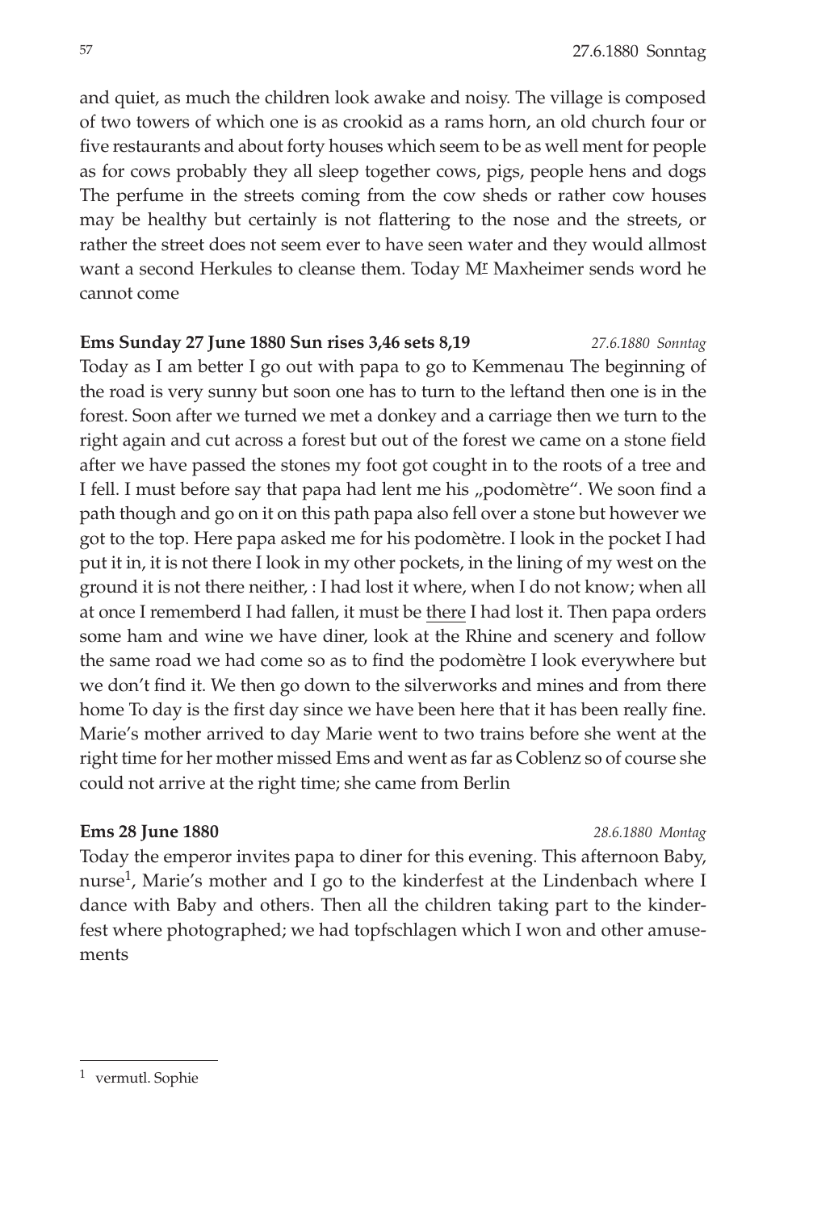and quiet, as much the children look awake and noisy. The village is composed of two towers of which one is as crookid as a rams horn, an old church four or five restaurants and about forty houses which seem to be as well ment for people as for cows probably they all sleep together cows, pigs, people hens and dogs The perfume in the streets coming from the cow sheds or rather cow houses may be healthy but certainly is not flattering to the nose and the streets, or rather the street does not seem ever to have seen water and they would allmost want a second Herkules to cleanse them. Today M^r^ Maxheimer sends word he cannot come

**Ems Sunday 27 June 1880 Sun rises 3,46 sets 8,19** *27.6.1880 Sonntag*

Today as I am better I go out with papa to go to Kemmenau The beginning of the road is very sunny but soon one has to turn to the leftand then one is in the forest. Soon after we turned we met a donkey and a carriage then we turn to the right again and cut across a forest but out of the forest we came on a stone field after we have passed the stones my foot got cought in to the roots of a tree and I fell. I must before say that papa had lent me his „podomètre". We soon find a path though and go on it on this path papa also fell over a stone but however we got to the top. Here papa asked me for his podomètre. I look in the pocket I had put it in, it is not there I look in my other pockets, in the lining of my west on the ground it is not there neither, : I had lost it where, when I do not know; when all at once I rememberd I had fallen, it must be <u>there</u> I had lost it. Then papa orders some ham and wine we have diner, look at the Rhine and scenery and follow the same road we had come so as to find the podomètre I look everywhere but we don't find it. We then go down to the silverworks and mines and from there home To day is the first day since we have been here that it has been really fine. Marie's mother arrived to day Marie went to two trains before she went at the right time for her mother missed Ems and went as far as Coblenz so of course she could not arrive at the right time; she came from Berlin

**Ems 28 June 1880** *28.6.1880 Montag*

Today the emperor invites papa to diner for this evening. This afternoon Baby, nurse[1], Marie's mother and I go to the kinderfest at the Lindenbach where I dance with Baby and others. Then all the children taking part to the kinderfest where photographed; we had topfschlagen which I won and other amusements

---

[1] vermutl. Sophie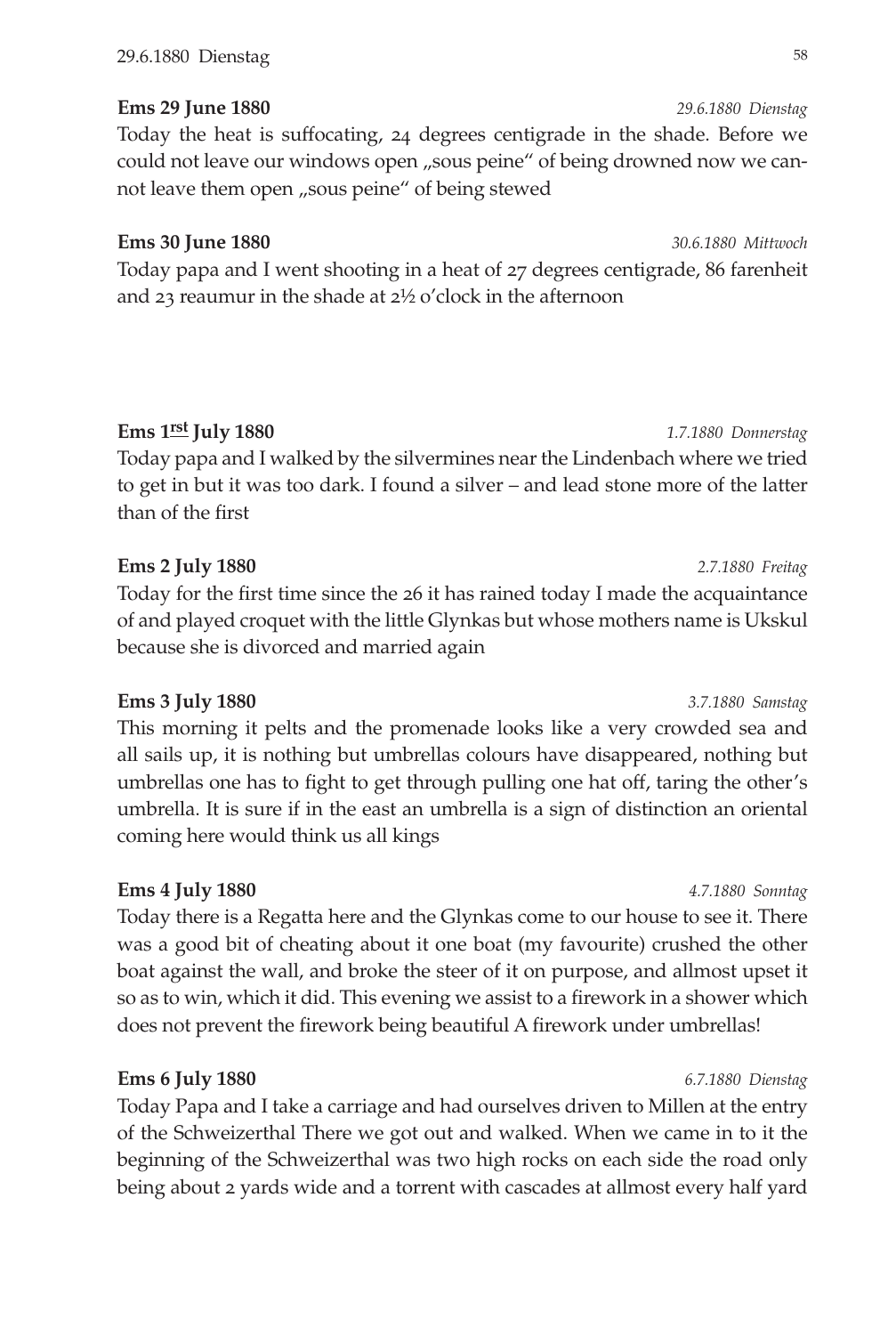**Ems 29 June 1880** *29.6.1880 Dienstag*

Today the heat is suffocating, 24 degrees centigrade in the shade. Before we could not leave our windows open „sous peine" of being drowned now we cannot leave them open „sous peine" of being stewed

**Ems 30 June 1880** *30.6.1880 Mittwoch*

Today papa and I went shooting in a heat of 27 degrees centigrade, 86 farenheit and 23 reaumur in the shade at 2½ o'clock in the afternoon

**Ems 1rst July 1880** *1.7.1880 Donnerstag*

Today papa and I walked by the silvermines near the Lindenbach where we tried to get in but it was too dark. I found a silver – and lead stone more of the latter than of the first

**Ems 2 July 1880** *2.7.1880 Freitag*

Today for the first time since the 26 it has rained today I made the acquaintance of and played croquet with the little Glynkas but whose mothers name is Ukskul because she is divorced and married again

**Ems 3 July 1880** *3.7.1880 Samstag*

This morning it pelts and the promenade looks like a very crowded sea and all sails up, it is nothing but umbrellas colours have disappeared, nothing but umbrellas one has to fight to get through pulling one hat off, taring the other's umbrella. It is sure if in the east an umbrella is a sign of distinction an oriental coming here would think us all kings

**Ems 4 July 1880** *4.7.1880 Sonntag*

Today there is a Regatta here and the Glynkas come to our house to see it. There was a good bit of cheating about it one boat (my favourite) crushed the other boat against the wall, and broke the steer of it on purpose, and allmost upset it so as to win, which it did. This evening we assist to a firework in a shower which does not prevent the firework being beautiful A firework under umbrellas!

**Ems 6 July 1880** *6.7.1880 Dienstag*

Today Papa and I take a carriage and had ourselves driven to Millen at the entry of the Schweizerthal There we got out and walked. When we came in to it the beginning of the Schweizerthal was two high rocks on each side the road only being about 2 yards wide and a torrent with cascades at allmost every half yard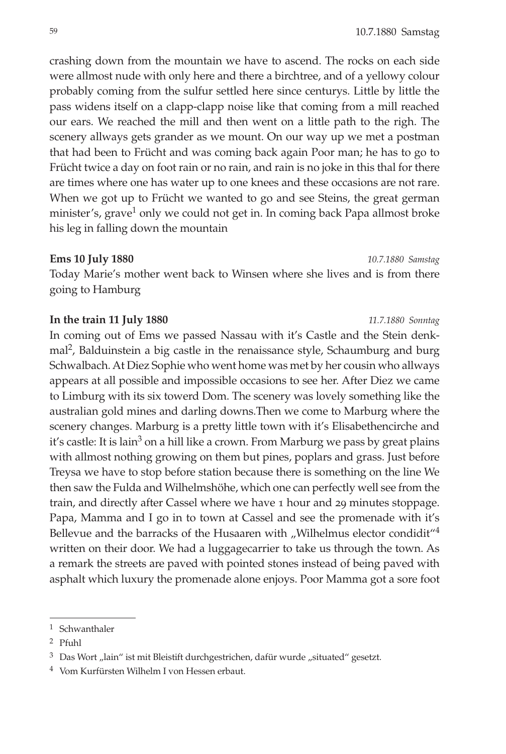crashing down from the mountain we have to ascend. The rocks on each side were allmost nude with only here and there a birchtree, and of a yellowy colour probably coming from the sulfur settled here since centurys. Little by little the pass widens itself on a clapp-clapp noise like that coming from a mill reached our ears. We reached the mill and then went on a little path to the righ. The scenery allways gets grander as we mount. On our way up we met a postman that had been to Frücht and was coming back again Poor man; he has to go to Frücht twice a day on foot rain or no rain, and rain is no joke in this thal for there are times where one has water up to one knees and these occasions are not rare. When we got up to Frücht we wanted to go and see Steins, the great german minister's, grave[1] only we could not get in. In coming back Papa allmost broke his leg in falling down the mountain

**Ems 10 July 1880** *10.7.1880 Samstag*

Today Marie's mother went back to Winsen where she lives and is from there going to Hamburg

**In the train 11 July 1880** *11.7.1880 Sonntag*

In coming out of Ems we passed Nassau with it's Castle and the Stein denkmal[2], Balduinstein a big castle in the renaissance style, Schaumburg and burg Schwalbach. At Diez Sophie who went home was met by her cousin who allways appears at all possible and impossible occasions to see her. After Diez we came to Limburg with its six towerd Dom. The scenery was lovely something like the australian gold mines and darling downs.Then we come to Marburg where the scenery changes. Marburg is a pretty little town with it's Elisabethencirche and it's castle: It is lain[3] on a hill like a crown. From Marburg we pass by great plains with allmost nothing growing on them but pines, poplars and grass. Just before Treysa we have to stop before station because there is something on the line We then saw the Fulda and Wilhelmshöhe, which one can perfectly well see from the train, and directly after Cassel where we have 1 hour and 29 minutes stoppage. Papa, Mamma and I go in to town at Cassel and see the promenade with it's Bellevue and the barracks of the Husaaren with „Wilhelmus elector condidit"[4] written on their door. We had a luggagecarrier to take us through the town. As a remark the streets are paved with pointed stones instead of being paved with asphalt which luxury the promenade alone enjoys. Poor Mamma got a sore foot

---

[1] Schwanthaler

[2] Pfuhl

[3] Das Wort „lain" ist mit Bleistift durchgestrichen, dafür wurde „situated" gesetzt.

[4] Vom Kurfürsten Wilhelm I von Hessen erbaut.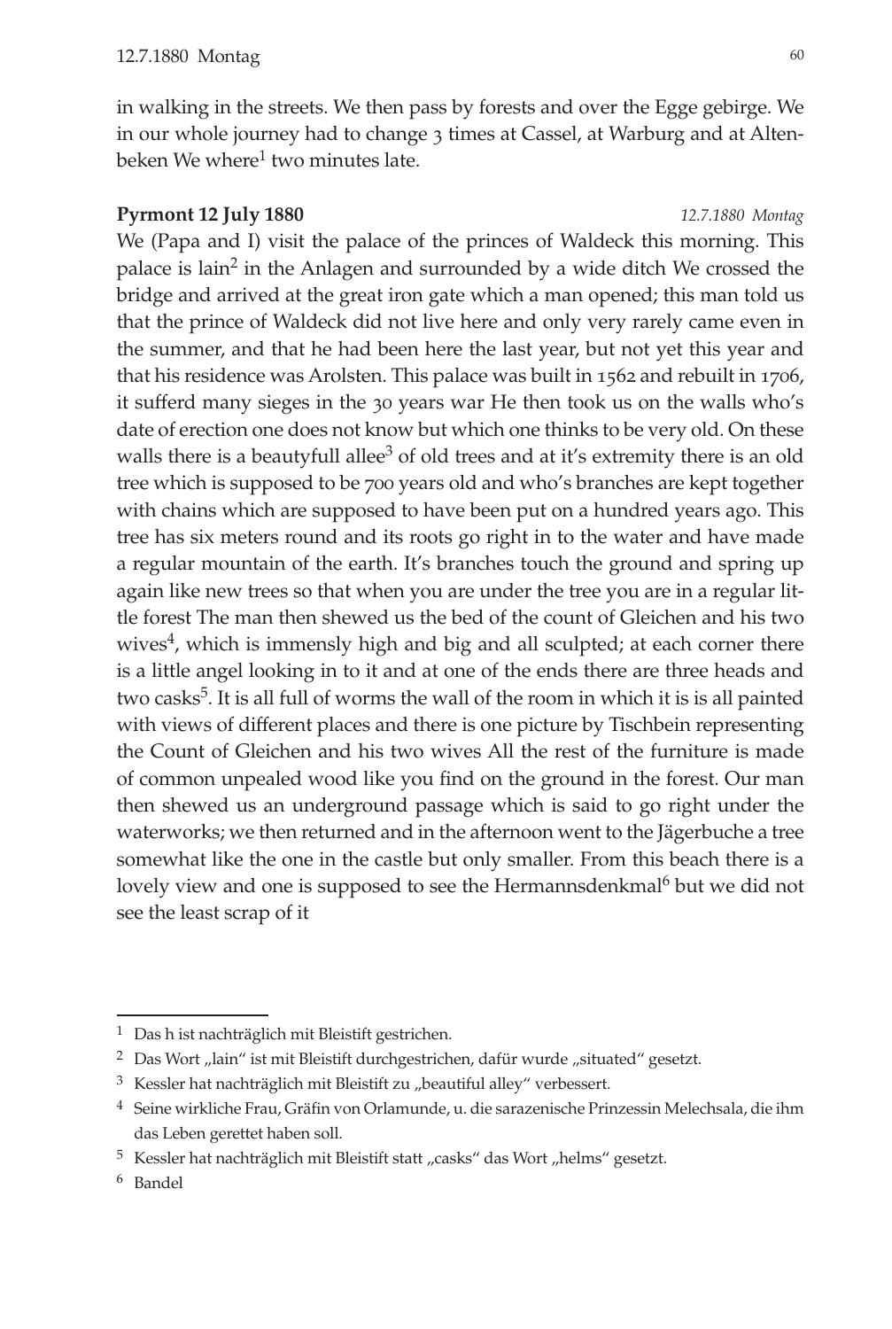in walking in the streets. We then pass by forests and over the Egge gebirge. We in our whole journey had to change 3 times at Cassel, at Warburg and at Altenbeken We where[1] two minutes late.

**Pyrmont 12 July 1880** *12.7.1880 Montag*

We (Papa and I) visit the palace of the princes of Waldeck this morning. This palace is lain[2] in the Anlagen and surrounded by a wide ditch We crossed the bridge and arrived at the great iron gate which a man opened; this man told us that the prince of Waldeck did not live here and only very rarely came even in the summer, and that he had been here the last year, but not yet this year and that his residence was Arolsten. This palace was built in 1562 and rebuilt in 1706, it sufferd many sieges in the 30 years war He then took us on the walls who's date of erection one does not know but which one thinks to be very old. On these walls there is a beautyfull allee[3] of old trees and at it's extremity there is an old tree which is supposed to be 700 years old and who's branches are kept together with chains which are supposed to have been put on a hundred years ago. This tree has six meters round and its roots go right in to the water and have made a regular mountain of the earth. It's branches touch the ground and spring up again like new trees so that when you are under the tree you are in a regular little forest The man then shewed us the bed of the count of Gleichen and his two wives[4], which is immensly high and big and all sculpted; at each corner there is a little angel looking in to it and at one of the ends there are three heads and two casks[5]. It is all full of worms the wall of the room in which it is is all painted with views of different places and there is one picture by Tischbein representing the Count of Gleichen and his two wives All the rest of the furniture is made of common unpealed wood like you find on the ground in the forest. Our man then shewed us an underground passage which is said to go right under the waterworks; we then returned and in the afternoon went to the Jägerbuche a tree somewhat like the one in the castle but only smaller. From this beach there is a lovely view and one is supposed to see the Hermannsdenkmal[6] but we did not see the least scrap of it

---

[1] Das h ist nachträglich mit Bleistift gestrichen.

[2] Das Wort „lain" ist mit Bleistift durchgestrichen, dafür wurde „situated" gesetzt.

[3] Kessler hat nachträglich mit Bleistift zu „beautiful alley" verbessert.

[4] Seine wirkliche Frau, Gräfin von Orlamunde, u. die sarazenische Prinzessin Melechsala, die ihm das Leben gerettet haben soll.

[5] Kessler hat nachträglich mit Bleistift statt „casks" das Wort „helms" gesetzt.

[6] Bandel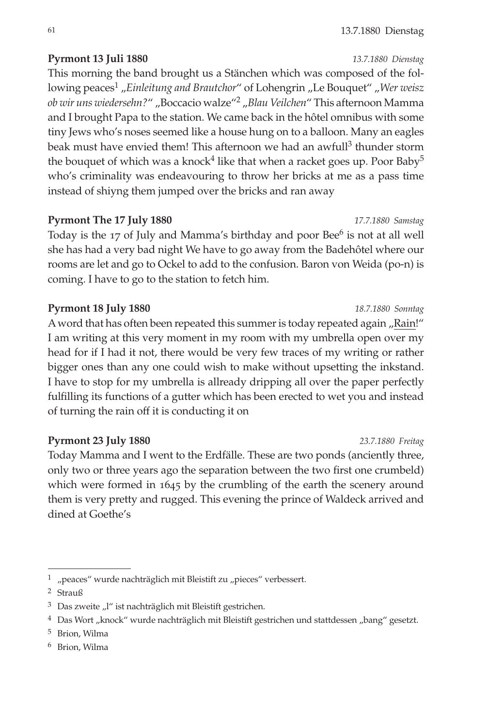**Pyrmont 13 Juli 1880** *13.7.1880 Dienstag*

This morning the band brought us a Stänchen which was composed of the following peaces[1] „*Einleitung and Brautchor*" of Lohengrin „Le Bouquet" „*Wer weisz ob wir uns wiedersehn?*" „Boccacio walze"[2] „*Blau Veilchen*" This afternoon Mamma and I brought Papa to the station. We came back in the hôtel omnibus with some tiny Jews who's noses seemed like a house hung on to a balloon. Many an eagles beak must have envied them! This afternoon we had an awfull[3] thunder storm the bouquet of which was a knock[4] like that when a racket goes up. Poor Baby[5] who's criminality was endeavouring to throw her bricks at me as a pass time instead of shiyng them jumped over the bricks and ran away

**Pyrmont The 17 July 1880** *17.7.1880 Samstag*

Today is the 17 of July and Mamma's birthday and poor Bee[6] is not at all well she has had a very bad night We have to go away from the Badehôtel where our rooms are let and go to Ockel to add to the confusion. Baron von Weida (po-n) is coming. I have to go to the station to fetch him.

**Pyrmont 18 July 1880** *18.7.1880 Sonntag*

A word that has often been repeated this summer is today repeated again „<u>Rain</u>!" I am writing at this very moment in my room with my umbrella open over my head for if I had it not, there would be very few traces of my writing or rather bigger ones than any one could wish to make without upsetting the inkstand. I have to stop for my umbrella is allready dripping all over the paper perfectly fulfilling its functions of a gutter which has been erected to wet you and instead of turning the rain off it is conducting it on

**Pyrmont 23 July 1880** *23.7.1880 Freitag*

Today Mamma and I went to the Erdfälle. These are two ponds (anciently three, only two or three years ago the separation between the two first one crumbeld) which were formed in 1645 by the crumbling of the earth the scenery around them is very pretty and rugged. This evening the prince of Waldeck arrived and dined at Goethe's

---

[1] „peaces" wurde nachträglich mit Bleistift zu „pieces" verbessert.

[2] Strauß

[3] Das zweite „l" ist nachträglich mit Bleistift gestrichen.

[4] Das Wort „knock" wurde nachträglich mit Bleistift gestrichen und stattdessen „bang" gesetzt.

[5] Brion, Wilma

[6] Brion, Wilma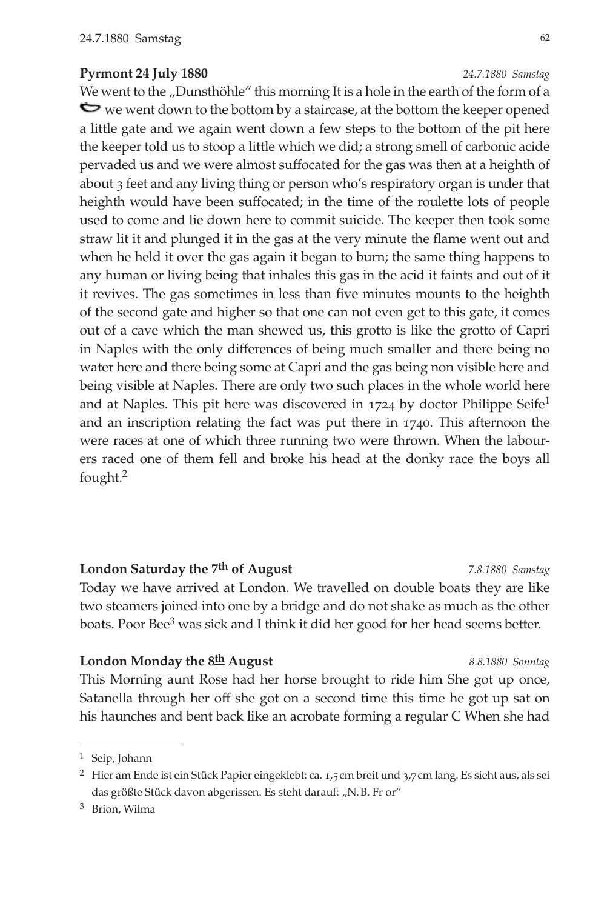**Pyrmont 24 July 1880** *24.7.1880 Samstag*

We went to the „Dunsthöhle" this morning It is a hole in the earth of the form of a ⌣ we went down to the bottom by a staircase, at the bottom the keeper opened a little gate and we again went down a few steps to the bottom of the pit here the keeper told us to stoop a little which we did; a strong smell of carbonic acide pervaded us and we were almost suffocated for the gas was then at a heighth of about 3 feet and any living thing or person who's respiratory organ is under that heighth would have been suffocated; in the time of the roulette lots of people used to come and lie down here to commit suicide. The keeper then took some straw lit it and plunged it in the gas at the very minute the flame went out and when he held it over the gas again it began to burn; the same thing happens to any human or living being that inhales this gas in the acid it faints and out of it it revives. The gas sometimes in less than five minutes mounts to the heighth of the second gate and higher so that one can not even get to this gate, it comes out of a cave which the man shewed us, this grotto is like the grotto of Capri in Naples with the only differences of being much smaller and there being no water here and there being some at Capri and the gas being non visible here and being visible at Naples. There are only two such places in the whole world here and at Naples. This pit here was discovered in 1724 by doctor Philippe Seife[1] and an inscription relating the fact was put there in 1740. This afternoon the were races at one of which three running two were thrown. When the labourers raced one of them fell and broke his head at the donky race the boys all fought.[2]

**London Saturday the 7th of August** *7.8.1880 Samstag*

Today we have arrived at London. We travelled on double boats they are like two steamers joined into one by a bridge and do not shake as much as the other boats. Poor Bee[3] was sick and I think it did her good for her head seems better.

**London Monday the 8th August** *8.8.1880 Sonntag*

This Morning aunt Rose had her horse brought to ride him She got up once, Satanella through her off she got on a second time this time he got up sat on his haunches and bent back like an acrobate forming a regular C When she had

---

[1] Seip, Johann

[2] Hier am Ende ist ein Stück Papier eingeklebt: ca. 1,5 cm breit und 3,7 cm lang. Es sieht aus, als sei das größte Stück davon abgerissen. Es steht darauf: „N. B. Fr or"

[3] Brion, Wilma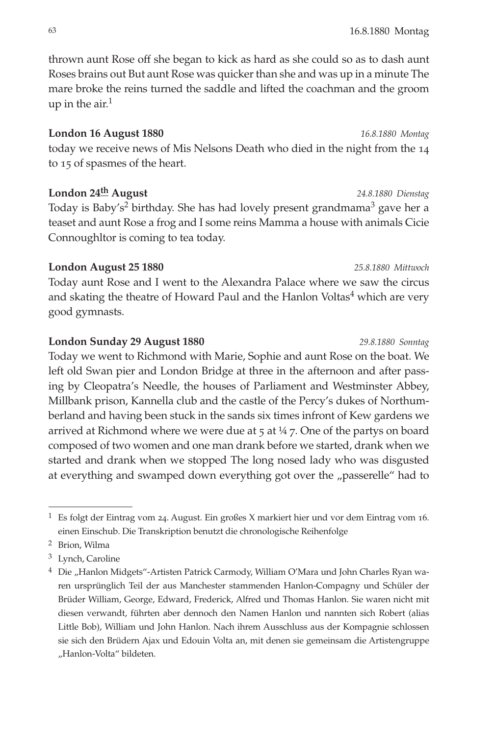thrown aunt Rose off she began to kick as hard as she could so as to dash aunt Roses brains out But aunt Rose was quicker than she and was up in a minute The mare broke the reins turned the saddle and lifted the coachman and the groom up in the air.[1]

**London 16 August 1880** *16.8.1880 Montag*

today we receive news of Mis Nelsons Death who died in the night from the 14 to 15 of spasmes of the heart.

**London 24th August** *24.8.1880 Dienstag*

Today is Baby's[2] birthday. She has had lovely present grandmama[3] gave her a teaset and aunt Rose a frog and I some reins Mamma a house with animals Cicie Connoughltor is coming to tea today.

**London August 25 1880** *25.8.1880 Mittwoch*

Today aunt Rose and I went to the Alexandra Palace where we saw the circus and skating the theatre of Howard Paul and the Hanlon Voltas[4] which are very good gymnasts.

**London Sunday 29 August 1880** *29.8.1880 Sonntag*

Today we went to Richmond with Marie, Sophie and aunt Rose on the boat. We left old Swan pier and London Bridge at three in the afternoon and after passing by Cleopatra's Needle, the houses of Parliament and Westminster Abbey, Millbank prison, Kannella club and the castle of the Percy's dukes of Northumberland and having been stuck in the sands six times infront of Kew gardens we arrived at Richmond where we were due at 5 at ¼ 7. One of the partys on board composed of two women and one man drank before we started, drank when we started and drank when we stopped The long nosed lady who was disgusted at everything and swamped down everything got over the „passerelle" had to

---

[1] Es folgt der Eintrag vom 24. August. Ein großes X markiert hier und vor dem Eintrag vom 16. einen Einschub. Die Transkription benutzt die chronologische Reihenfolge

[2] Brion, Wilma

[3] Lynch, Caroline

[4] Die „Hanlon Midgets"-Artisten Patrick Carmody, William O'Mara und John Charles Ryan waren ursprünglich Teil der aus Manchester stammenden Hanlon-Compagny und Schüler der Brüder William, George, Edward, Frederick, Alfred und Thomas Hanlon. Sie waren nicht mit diesen verwandt, führten aber dennoch den Namen Hanlon und nannten sich Robert (alias Little Bob), William und John Hanlon. Nach ihrem Ausschluss aus der Kompagnie schlossen sie sich den Brüdern Ajax und Edouin Volta an, mit denen sie gemeinsam die Artistengruppe „Hanlon-Volta" bildeten.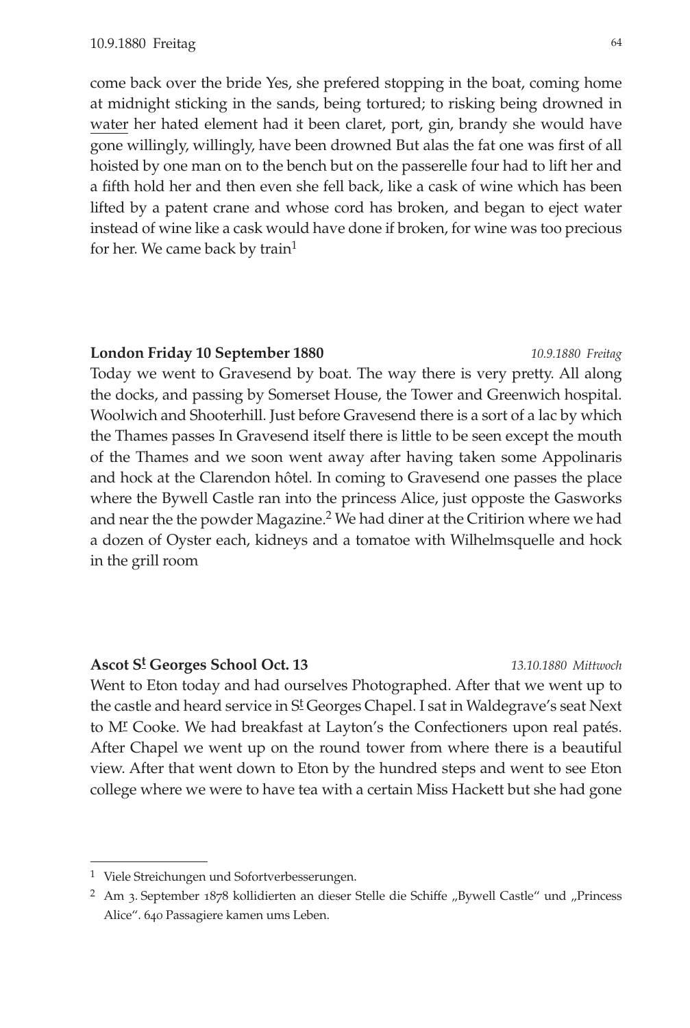come back over the bride Yes, she prefered stopping in the boat, coming home at midnight sticking in the sands, being tortured; to risking being drowned in water her hated element had it been claret, port, gin, brandy she would have gone willingly, willingly, have been drowned But alas the fat one was first of all hoisted by one man on to the bench but on the passerelle four had to lift her and a fifth hold her and then even she fell back, like a cask of wine which has been lifted by a patent crane and whose cord has broken, and began to eject water instead of wine like a cask would have done if broken, for wine was too precious for her. We came back by train[1]

**London Friday 10 September 1880** *10.9.1880 Freitag*

Today we went to Gravesend by boat. The way there is very pretty. All along the docks, and passing by Somerset House, the Tower and Greenwich hospital. Woolwich and Shooterhill. Just before Gravesend there is a sort of a lac by which the Thames passes In Gravesend itself there is little to be seen except the mouth of the Thames and we soon went away after having taken some Appolinaris and hock at the Clarendon hôtel. In coming to Gravesend one passes the place where the Bywell Castle ran into the princess Alice, just opposte the Gasworks and near the the powder Magazine.[2] We had diner at the Critirion where we had a dozen of Oyster each, kidneys and a tomatoe with Wilhelmsquelle and hock in the grill room

**Ascot St Georges School Oct. 13** *13.10.1880 Mittwoch*

Went to Eton today and had ourselves Photographed. After that we went up to the castle and heard service in St Georges Chapel. I sat in Waldegrave's seat Next to Mr Cooke. We had breakfast at Layton's the Confectioners upon real patés. After Chapel we went up on the round tower from where there is a beautiful view. After that went down to Eton by the hundred steps and went to see Eton college where we were to have tea with a certain Miss Hackett but she had gone

---

[1] Viele Streichungen und Sofortverbesserungen.

[2] Am 3. September 1878 kollidierten an dieser Stelle die Schiffe „Bywell Castle" und „Princess Alice". 640 Passagiere kamen ums Leben.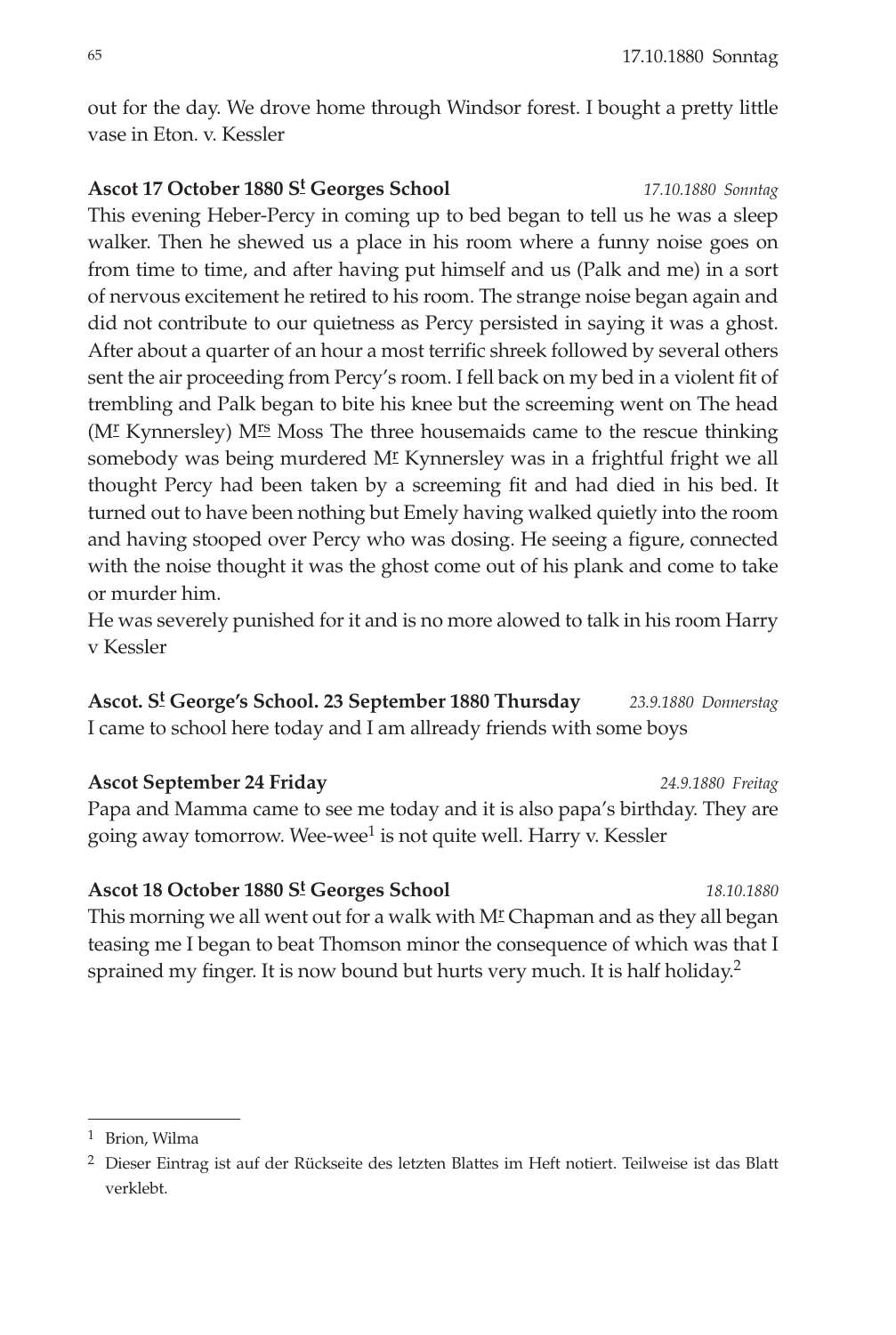out for the day. We drove home through Windsor forest. I bought a pretty little vase in Eton. v. Kessler

**Ascot 17 October 1880 S^t Georges School** *17.10.1880 Sonntag*

This evening Heber-Percy in coming up to bed began to tell us he was a sleep walker. Then he shewed us a place in his room where a funny noise goes on from time to time, and after having put himself and us (Palk and me) in a sort of nervous excitement he retired to his room. The strange noise began again and did not contribute to our quietness as Percy persisted in saying it was a ghost. After about a quarter of an hour a most terrific shreek followed by several others sent the air proceeding from Percy's room. I fell back on my bed in a violent fit of trembling and Palk began to bite his knee but the screeming went on The head (M^r Kynnersley) M^rs Moss The three housemaids came to the rescue thinking somebody was being murdered M^r Kynnersley was in a frightful fright we all thought Percy had been taken by a screeming fit and had died in his bed. It turned out to have been nothing but Emely having walked quietly into the room and having stooped over Percy who was dosing. He seeing a figure, connected with the noise thought it was the ghost come out of his plank and come to take or murder him.
He was severely punished for it and is no more alowed to talk in his room Harry v Kessler

**Ascot. S^t George's School. 23 September 1880 Thursday** *23.9.1880 Donnerstag*

I came to school here today and I am allready friends with some boys

**Ascot September 24 Friday** *24.9.1880 Freitag*

Papa and Mamma came to see me today and it is also papa's birthday. They are going away tomorrow. Wee-wee[1] is not quite well. Harry v. Kessler

**Ascot 18 October 1880 S^t Georges School** *18.10.1880*

This morning we all went out for a walk with M^r Chapman and as they all began teasing me I began to beat Thomson minor the consequence of which was that I sprained my finger. It is now bound but hurts very much. It is half holiday.[2]

---

[1] Brion, Wilma

[2] Dieser Eintrag ist auf der Rückseite des letzten Blattes im Heft notiert. Teilweise ist das Blatt verklebt.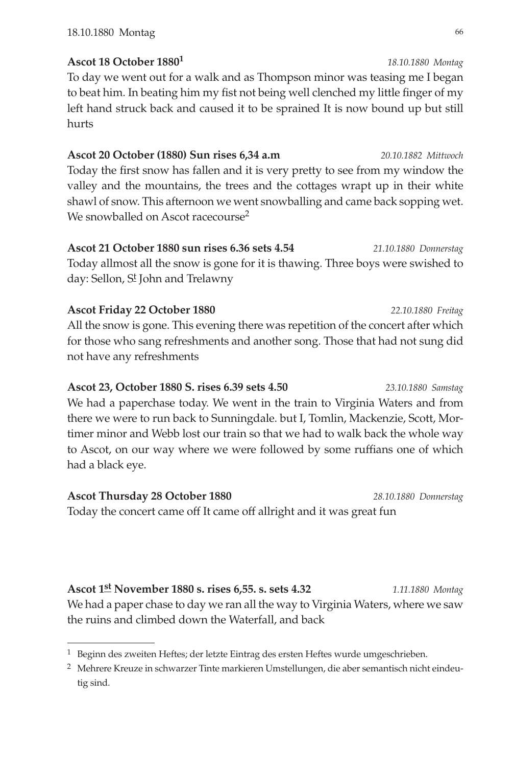**Ascot 18 October 1880**[1] *18.10.1880 Montag*

To day we went out for a walk and as Thompson minor was teasing me I began to beat him. In beating him my fist not being well clenched my little finger of my left hand struck back and caused it to be sprained It is now bound up but still hurts

**Ascot 20 October (1880) Sun rises 6,34 a.m** *20.10.1882 Mittwoch*

Today the first snow has fallen and it is very pretty to see from my window the valley and the mountains, the trees and the cottages wrapt up in their white shawl of snow. This afternoon we went snowballing and came back sopping wet. We snowballed on Ascot racecourse[2]

**Ascot 21 October 1880 sun rises 6.36 sets 4.54** *21.10.1880 Donnerstag*

Today allmost all the snow is gone for it is thawing. Three boys were swished to day: Sellon, S^t^ John and Trelawny

**Ascot Friday 22 October 1880** *22.10.1880 Freitag*

All the snow is gone. This evening there was repetition of the concert after which for those who sang refreshments and another song. Those that had not sung did not have any refreshments

**Ascot 23, October 1880 S. rises 6.39 sets 4.50** *23.10.1880 Samstag*

We had a paperchase today. We went in the train to Virginia Waters and from there we were to run back to Sunningdale. but I, Tomlin, Mackenzie, Scott, Mortimer minor and Webb lost our train so that we had to walk back the whole way to Ascot, on our way where we were followed by some ruffians one of which had a black eye.

**Ascot Thursday 28 October 1880** *28.10.1880 Donnerstag*

Today the concert came off It came off allright and it was great fun

**Ascot 1^st^ November 1880 s. rises 6,55. s. sets 4.32** *1.11.1880 Montag*

We had a paper chase to day we ran all the way to Virginia Waters, where we saw the ruins and climbed down the Waterfall, and back

---

[1] Beginn des zweiten Heftes; der letzte Eintrag des ersten Heftes wurde umgeschrieben.

[2] Mehrere Kreuze in schwarzer Tinte markieren Umstellungen, die aber semantisch nicht eindeutig sind.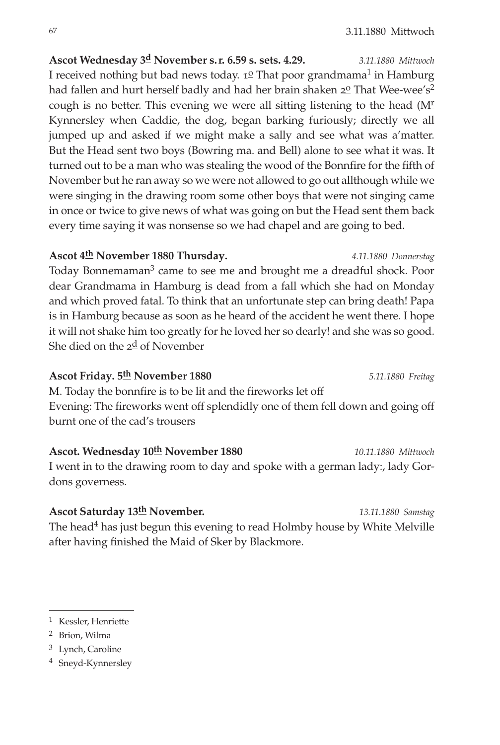**Ascot Wednesday 3d November s. r. 6.59 s. sets. 4.29.** *3.11.1880 Mittwoch*

I received nothing but bad news today. 1º That poor grandmama[1] in Hamburg had fallen and hurt herself badly and had her brain shaken 2º That Wee-wee's[2] cough is no better. This evening we were all sitting listening to the head (Mr Kynnersley when Caddie, the dog, began barking furiously; directly we all jumped up and asked if we might make a sally and see what was a'matter. But the Head sent two boys (Bowring ma. and Bell) alone to see what it was. It turned out to be a man who was stealing the wood of the Bonnfire for the fifth of November but he ran away so we were not allowed to go out allthough while we were singing in the drawing room some other boys that were not singing came in once or twice to give news of what was going on but the Head sent them back every time saying it was nonsense so we had chapel and are going to bed.

**Ascot 4th November 1880 Thursday.** *4.11.1880 Donnerstag*

Today Bonnemaman[3] came to see me and brought me a dreadful shock. Poor dear Grandmama in Hamburg is dead from a fall which she had on Monday and which proved fatal. To think that an unfortunate step can bring death! Papa is in Hamburg because as soon as he heard of the accident he went there. I hope it will not shake him too greatly for he loved her so dearly! and she was so good. She died on the 2d of November

**Ascot Friday. 5th November 1880** *5.11.1880 Freitag*

M. Today the bonnfire is to be lit and the fireworks let off

Evening: The fireworks went off splendidly one of them fell down and going off burnt one of the cad's trousers

**Ascot. Wednesday 10th November 1880** *10.11.1880 Mittwoch*

I went in to the drawing room to day and spoke with a german lady:, lady Gordons governess.

**Ascot Saturday 13th November.** *13.11.1880 Samstag*

The head[4] has just begun this evening to read Holmby house by White Melville after having finished the Maid of Sker by Blackmore.

---

[1] Kessler, Henriette

[2] Brion, Wilma

[3] Lynch, Caroline

[4] Sneyd-Kynnersley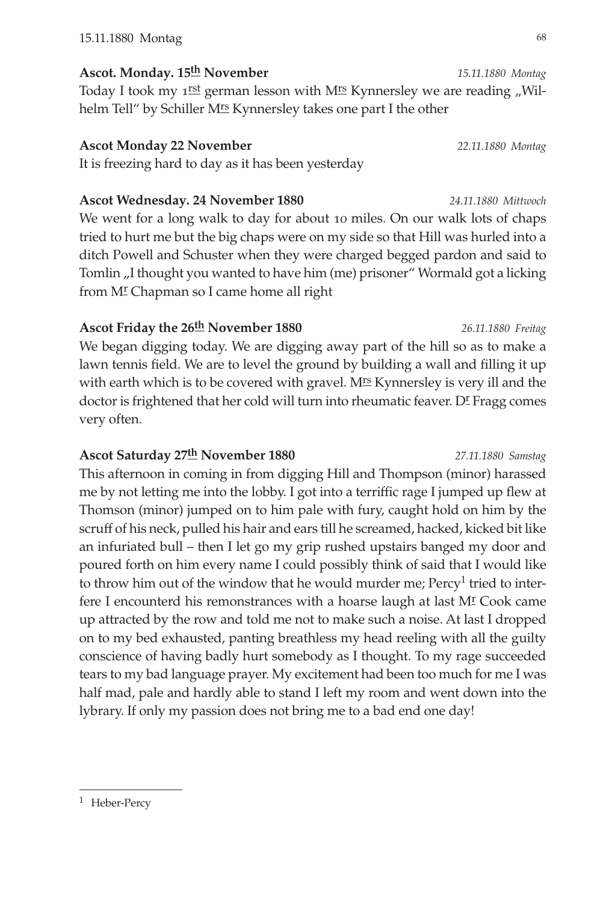**Ascot. Monday. 15th November** *15.11.1880 Montag*

Today I took my 1rst german lesson with Mrs Kynnersley we are reading „Wilhelm Tell" by Schiller Mrs Kynnersley takes one part I the other

**Ascot Monday 22 November** *22.11.1880 Montag*

It is freezing hard to day as it has been yesterday

**Ascot Wednesday. 24 November 1880** *24.11.1880 Mittwoch*

We went for a long walk to day for about 10 miles. On our walk lots of chaps tried to hurt me but the big chaps were on my side so that Hill was hurled into a ditch Powell and Schuster when they were charged begged pardon and said to Tomlin „I thought you wanted to have him (me) prisoner" Wormald got a licking from Mr Chapman so I came home all right

**Ascot Friday the 26th November 1880** *26.11.1880 Freitag*

We began digging today. We are digging away part of the hill so as to make a lawn tennis field. We are to level the ground by building a wall and filling it up with earth which is to be covered with gravel. Mrs Kynnersley is very ill and the doctor is frightened that her cold will turn into rheumatic feaver. Dr Fragg comes very often.

**Ascot Saturday 27th November 1880** *27.11.1880 Samstag*

This afternoon in coming in from digging Hill and Thompson (minor) harassed me by not letting me into the lobby. I got into a terriffic rage I jumped up flew at Thomson (minor) jumped on to him pale with fury, caught hold on him by the scruff of his neck, pulled his hair and ears till he screamed, hacked, kicked bit like an infuriated bull – then I let go my grip rushed upstairs banged my door and poured forth on him every name I could possibly think of said that I would like to throw him out of the window that he would murder me; Percy[1] tried to interfere I encounterd his remonstrances with a hoarse laugh at last Mr Cook came up attracted by the row and told me not to make such a noise. At last I dropped on to my bed exhausted, panting breathless my head reeling with all the guilty conscience of having badly hurt somebody as I thought. To my rage succeeded tears to my bad language prayer. My excitement had been too much for me I was half mad, pale and hardly able to stand I left my room and went down into the lybrary. If only my passion does not bring me to a bad end one day!

---

[1] Heber-Percy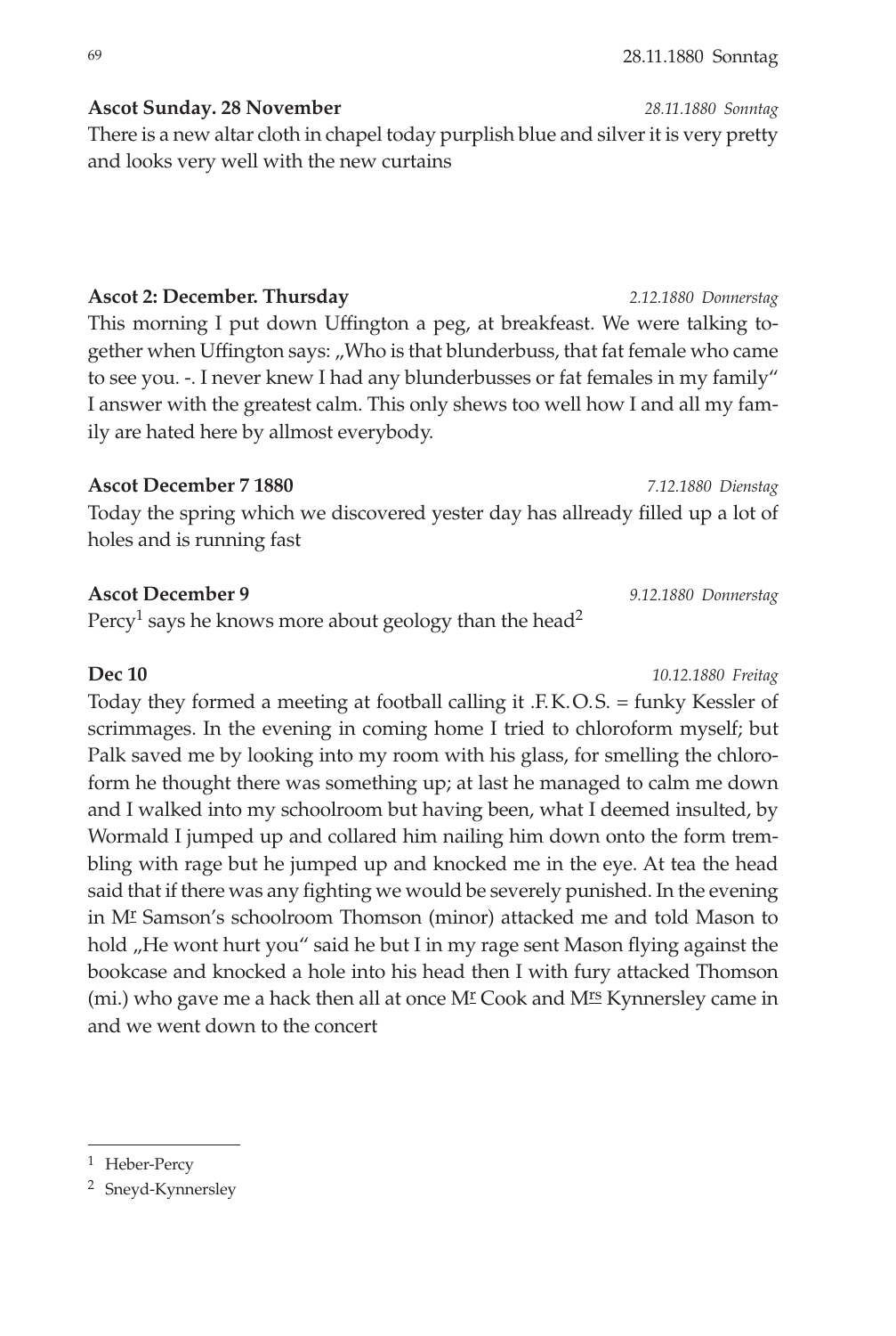**Ascot Sunday. 28 November** *28.11.1880 Sonntag*

There is a new altar cloth in chapel today purplish blue and silver it is very pretty and looks very well with the new curtains

**Ascot 2: December. Thursday** *2.12.1880 Donnerstag*

This morning I put down Uffington a peg, at breakfeast. We were talking together when Uffington says: „Who is that blunderbuss, that fat female who came to see you. -. I never knew I had any blunderbusses or fat females in my family" I answer with the greatest calm. This only shews too well how I and all my family are hated here by allmost everybody.

**Ascot December 7 1880** *7.12.1880 Dienstag*

Today the spring which we discovered yester day has allready filled up a lot of holes and is running fast

**Ascot December 9** *9.12.1880 Donnerstag*

Percy[1] says he knows more about geology than the head[2]

**Dec 10** *10.12.1880 Freitag*

Today they formed a meeting at football calling it .F.K.O.S. = funky Kessler of scrimmages. In the evening in coming home I tried to chloroform myself; but Palk saved me by looking into my room with his glass, for smelling the chloroform he thought there was something up; at last he managed to calm me down and I walked into my schoolroom but having been, what I deemed insulted, by Wormald I jumped up and collared him nailing him down onto the form trembling with rage but he jumped up and knocked me in the eye. At tea the head said that if there was any fighting we would be severely punished. In the evening in Mr Samson's schoolroom Thomson (minor) attacked me and told Mason to hold „He wont hurt you" said he but I in my rage sent Mason flying against the bookcase and knocked a hole into his head then I with fury attacked Thomson (mi.) who gave me a hack then all at once Mr Cook and Mrs Kynnersley came in and we went down to the concert

---

[1] Heber-Percy

[2] Sneyd-Kynnersley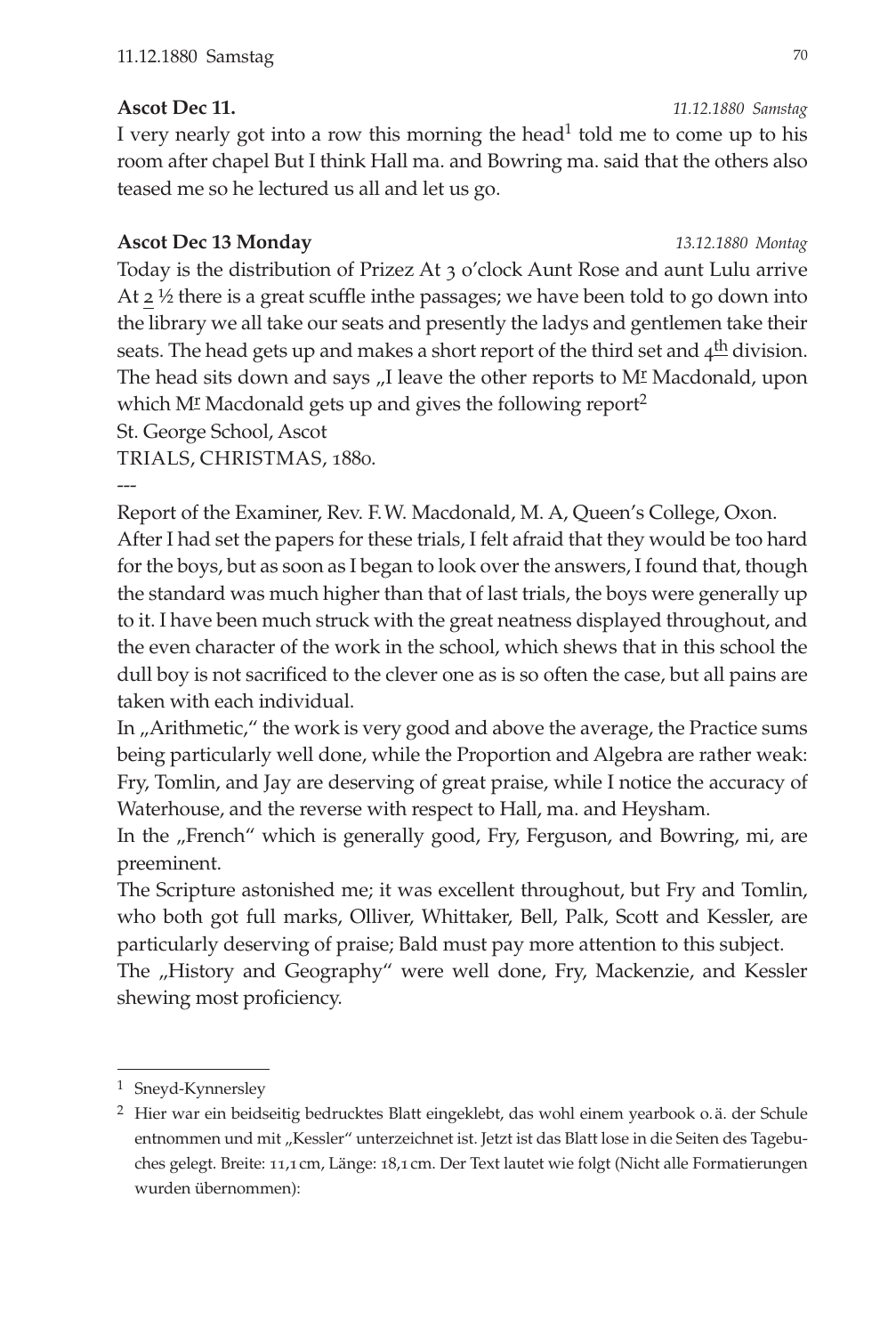**Ascot Dec 11.** *11.12.1880 Samstag*

I very nearly got into a row this morning the head[1] told me to come up to his room after chapel But I think Hall ma. and Bowring ma. said that the others also teased me so he lectured us all and let us go.

**Ascot Dec 13 Monday** *13.12.1880 Montag*

Today is the distribution of Prizez At 3 o'clock Aunt Rose and aunt Lulu arrive At 2 ½ there is a great scuffle inthe passages; we have been told to go down into the library we all take our seats and presently the ladys and gentlemen take their seats. The head gets up and makes a short report of the third set and 4th division. The head sits down and says „I leave the other reports to Mr Macdonald, upon which Mr Macdonald gets up and gives the following report[2]

St. George School, Ascot

TRIALS, CHRISTMAS, 1880.

---

Report of the Examiner, Rev. F.W. Macdonald, M. A, Queen's College, Oxon.

After I had set the papers for these trials, I felt afraid that they would be too hard for the boys, but as soon as I began to look over the answers, I found that, though the standard was much higher than that of last trials, the boys were generally up to it. I have been much struck with the great neatness displayed throughout, and the even character of the work in the school, which shews that in this school the dull boy is not sacrificed to the clever one as is so often the case, but all pains are taken with each individual.

In „Arithmetic," the work is very good and above the average, the Practice sums being particularly well done, while the Proportion and Algebra are rather weak: Fry, Tomlin, and Jay are deserving of great praise, while I notice the accuracy of Waterhouse, and the reverse with respect to Hall, ma. and Heysham.

In the „French" which is generally good, Fry, Ferguson, and Bowring, mi, are preeminent.

The Scripture astonished me; it was excellent throughout, but Fry and Tomlin, who both got full marks, Olliver, Whittaker, Bell, Palk, Scott and Kessler, are particularly deserving of praise; Bald must pay more attention to this subject.

The „History and Geography" were well done, Fry, Mackenzie, and Kessler shewing most proficiency.

---

[1] Sneyd-Kynnersley

[2] Hier war ein beidseitig bedrucktes Blatt eingeklebt, das wohl einem yearbook o. ä. der Schule entnommen und mit „Kessler" unterzeichnet ist. Jetzt ist das Blatt lose in die Seiten des Tagebuches gelegt. Breite: 11,1 cm, Länge: 18,1 cm. Der Text lautet wie folgt (Nicht alle Formatierungen wurden übernommen):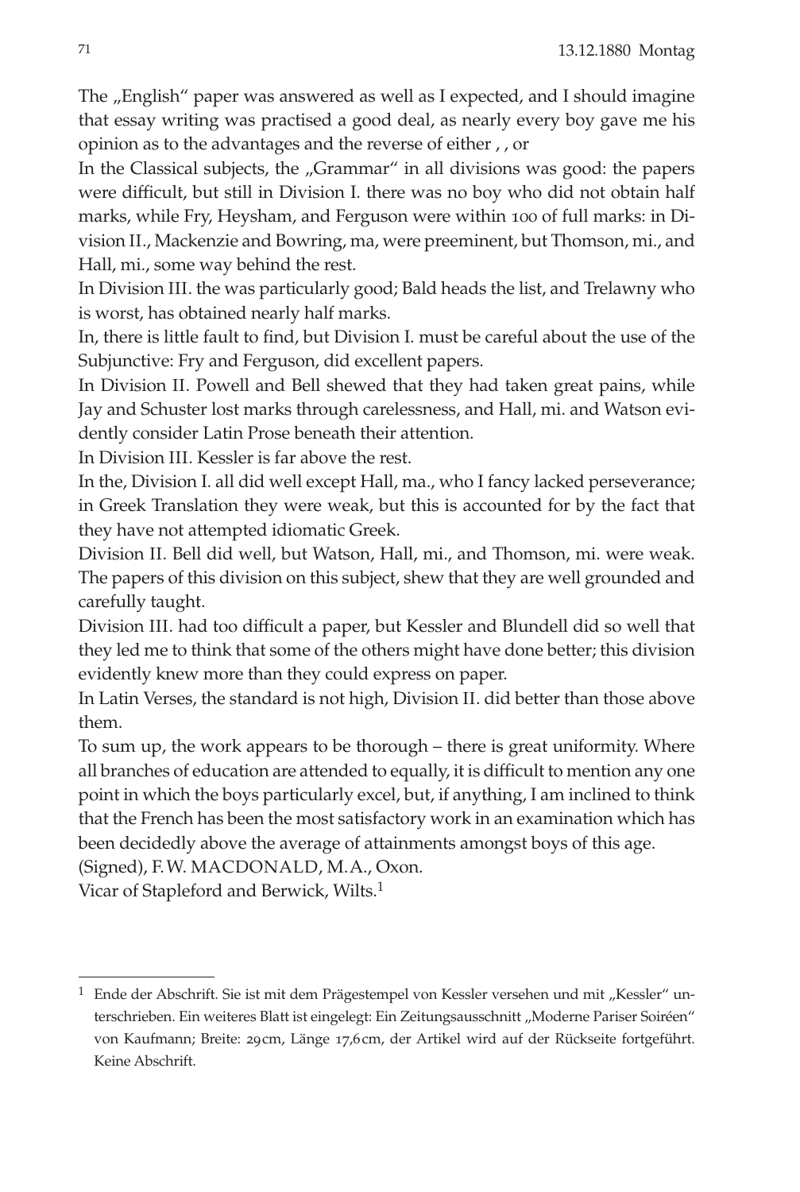The „English“ paper was answered as well as I expected, and I should imagine that essay writing was practised a good deal, as nearly every boy gave me his opinion as to the advantages and the reverse of either , , or

In the Classical subjects, the „Grammar“ in all divisions was good: the papers were difficult, but still in Division I. there was no boy who did not obtain half marks, while Fry, Heysham, and Ferguson were within 100 of full marks: in Division II., Mackenzie and Bowring, ma, were preeminent, but Thomson, mi., and Hall, mi., some way behind the rest.

In Division III. the was particularly good; Bald heads the list, and Trelawny who is worst, has obtained nearly half marks.

In, there is little fault to find, but Division I. must be careful about the use of the Subjunctive: Fry and Ferguson, did excellent papers.

In Division II. Powell and Bell shewed that they had taken great pains, while Jay and Schuster lost marks through carelessness, and Hall, mi. and Watson evidently consider Latin Prose beneath their attention.

In Division III. Kessler is far above the rest.

In the, Division I. all did well except Hall, ma., who I fancy lacked perseverance; in Greek Translation they were weak, but this is accounted for by the fact that they have not attempted idiomatic Greek.

Division II. Bell did well, but Watson, Hall, mi., and Thomson, mi. were weak. The papers of this division on this subject, shew that they are well grounded and carefully taught.

Division III. had too difficult a paper, but Kessler and Blundell did so well that they led me to think that some of the others might have done better; this division evidently knew more than they could express on paper.

In Latin Verses, the standard is not high, Division II. did better than those above them.

To sum up, the work appears to be thorough – there is great uniformity. Where all branches of education are attended to equally, it is difficult to mention any one point in which the boys particularly excel, but, if anything, I am inclined to think that the French has been the most satisfactory work in an examination which has been decidedly above the average of attainments amongst boys of this age.

(Signed), F. W. MACDONALD, M. A., Oxon.

Vicar of Stapleford and Berwick, Wilts.[1]

---

[1] Ende der Abschrift. Sie ist mit dem Prägestempel von Kessler versehen und mit „Kessler“ unterschrieben. Ein weiteres Blatt ist eingelegt: Ein Zeitungsausschnitt „Moderne Pariser Soiréen“ von Kaufmann; Breite: 29 cm, Länge 17,6 cm, der Artikel wird auf der Rückseite fortgeführt. Keine Abschrift.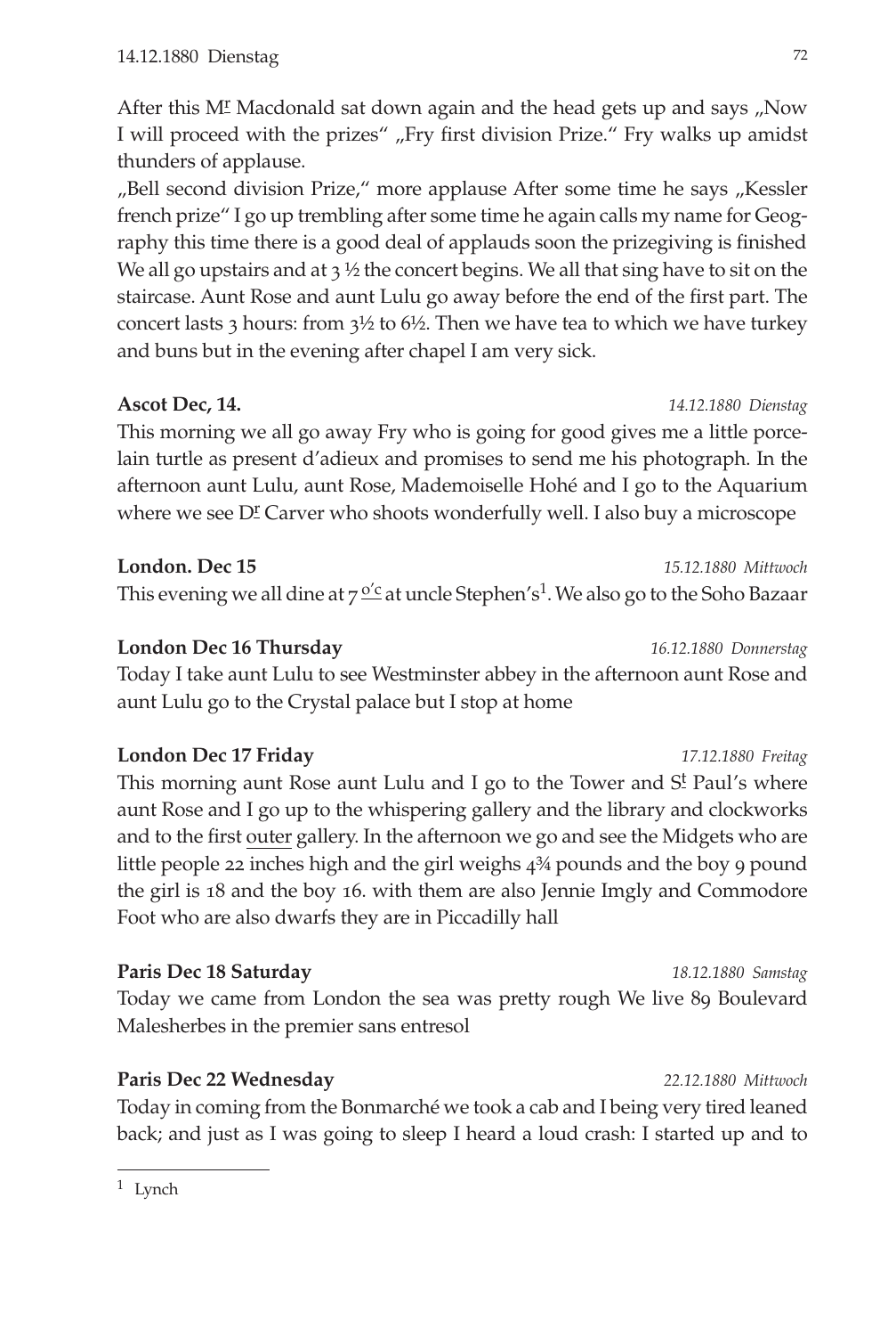After this M[r] Macdonald sat down again and the head gets up and says „Now I will proceed with the prizes" „Fry first division Prize." Fry walks up amidst thunders of applause.

„Bell second division Prize," more applause After some time he says „Kessler french prize" I go up trembling after some time he again calls my name for Geography this time there is a good deal of applauds soon the prizegiving is finished We all go upstairs and at 3 ½ the concert begins. We all that sing have to sit on the staircase. Aunt Rose and aunt Lulu go away before the end of the first part. The concert lasts 3 hours: from 3½ to 6½. Then we have tea to which we have turkey and buns but in the evening after chapel I am very sick.

**Ascot Dec, 14.** *14.12.1880 Dienstag*

This morning we all go away Fry who is going for good gives me a little porcelain turtle as present d'adieux and promises to send me his photograph. In the afternoon aunt Lulu, aunt Rose, Mademoiselle Hohé and I go to the Aquarium where we see D[r] Carver who shoots wonderfully well. I also buy a microscope

**London. Dec 15** *15.12.1880 Mittwoch*

This evening we all dine at 7 o'c at uncle Stephen's[1]. We also go to the Soho Bazaar

**London Dec 16 Thursday** *16.12.1880 Donnerstag*

Today I take aunt Lulu to see Westminster abbey in the afternoon aunt Rose and aunt Lulu go to the Crystal palace but I stop at home

**London Dec 17 Friday** *17.12.1880 Freitag*

This morning aunt Rose aunt Lulu and I go to the Tower and S[t] Paul's where aunt Rose and I go up to the whispering gallery and the library and clockworks and to the first outer gallery. In the afternoon we go and see the Midgets who are little people 22 inches high and the girl weighs 4¾ pounds and the boy 9 pound the girl is 18 and the boy 16. with them are also Jennie Imgly and Commodore Foot who are also dwarfs they are in Piccadilly hall

**Paris Dec 18 Saturday** *18.12.1880 Samstag*

Today we came from London the sea was pretty rough We live 89 Boulevard Malesherbes in the premier sans entresol

**Paris Dec 22 Wednesday** *22.12.1880 Mittwoch*

Today in coming from the Bonmarché we took a cab and I being very tired leaned back; and just as I was going to sleep I heard a loud crash: I started up and to

---

[1] Lynch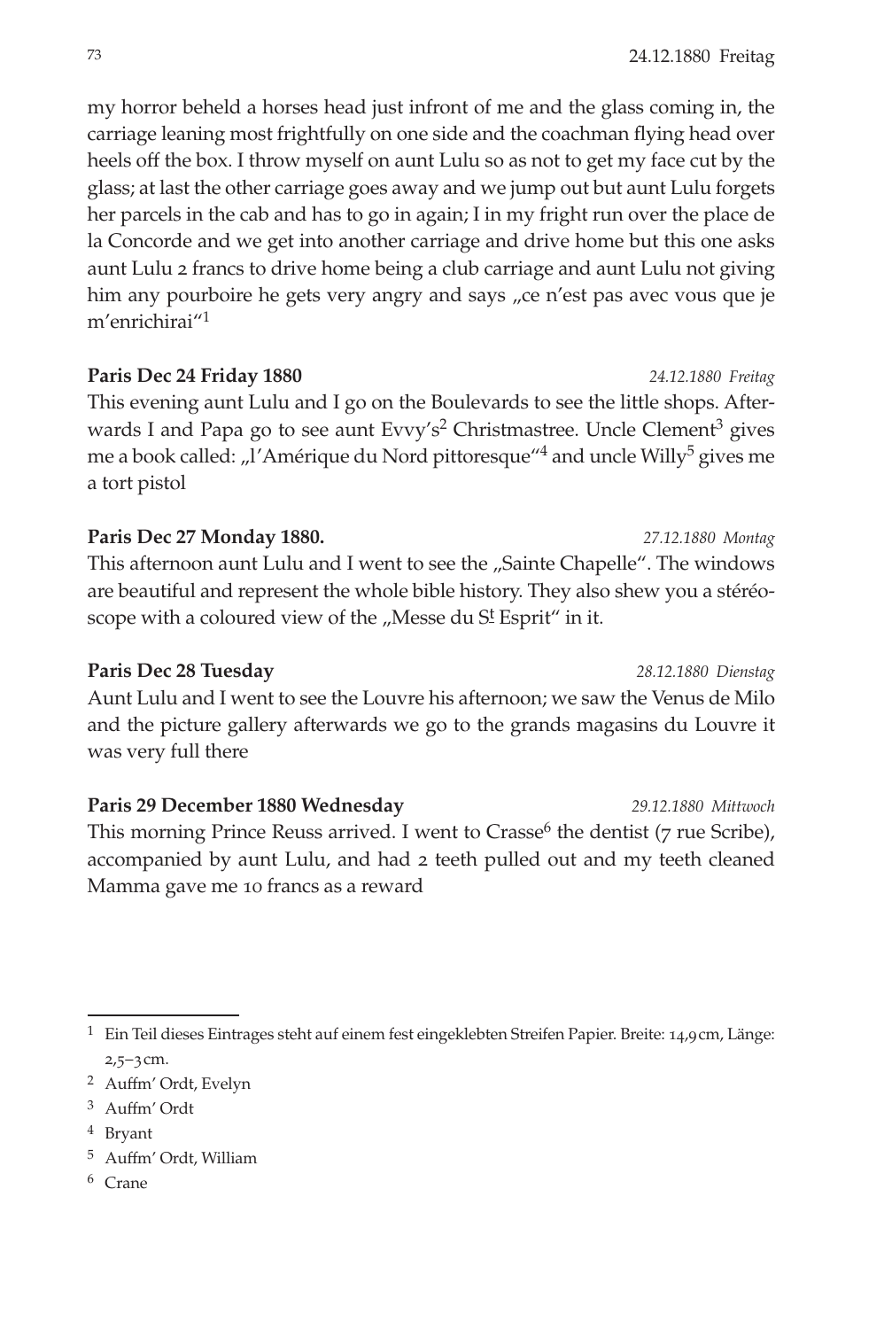my horror beheld a horses head just infront of me and the glass coming in, the carriage leaning most frightfully on one side and the coachman flying head over heels off the box. I throw myself on aunt Lulu so as not to get my face cut by the glass; at last the other carriage goes away and we jump out but aunt Lulu forgets her parcels in the cab and has to go in again; I in my fright run over the place de la Concorde and we get into another carriage and drive home but this one asks aunt Lulu 2 francs to drive home being a club carriage and aunt Lulu not giving him any pourboire he gets very angry and says „ce n'est pas avec vous que je m'enrichirai“[1]

**Paris Dec 24 Friday 1880** *24.12.1880 Freitag*

This evening aunt Lulu and I go on the Boulevards to see the little shops. Afterwards I and Papa go to see aunt Evvy's[2] Christmastree. Uncle Clement[3] gives me a book called: „l'Amérique du Nord pittoresque“[4] and uncle Willy[5] gives me a tort pistol

**Paris Dec 27 Monday 1880.** *27.12.1880 Montag*

This afternoon aunt Lulu and I went to see the „Sainte Chapelle“. The windows are beautiful and represent the whole bible history. They also shew you a stéréoscope with a coloured view of the „Messe du St Esprit“ in it.

**Paris Dec 28 Tuesday** *28.12.1880 Dienstag*

Aunt Lulu and I went to see the Louvre his afternoon; we saw the Venus de Milo and the picture gallery afterwards we go to the grands magasins du Louvre it was very full there

**Paris 29 December 1880 Wednesday** *29.12.1880 Mittwoch*

This morning Prince Reuss arrived. I went to Crasse[6] the dentist (7 rue Scribe), accompanied by aunt Lulu, and had 2 teeth pulled out and my teeth cleaned Mamma gave me 10 francs as a reward

---

[1] Ein Teil dieses Eintrages steht auf einem fest eingeklebten Streifen Papier. Breite: 14,9 cm, Länge: 2,5–3 cm.

[2] Auffm' Ordt, Evelyn

[3] Auffm' Ordt

[4] Bryant

[5] Auffm' Ordt, William

[6] Crane